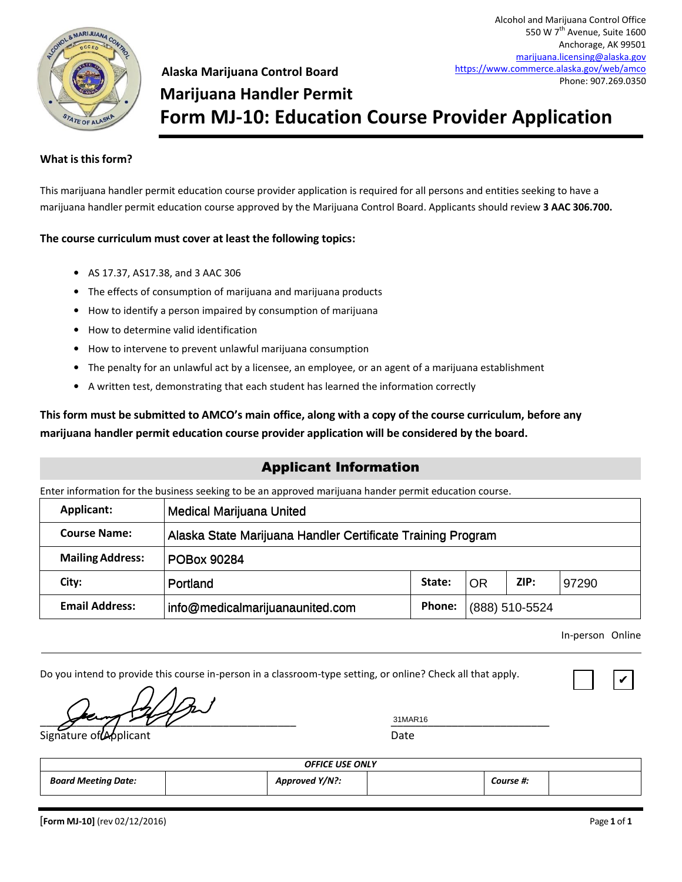Alcohol and Marijuana Control Office
550 W 7th Avenue, Suite 1600
Anchorage, AK 99501
marijuana.licensing@alaska.gov
https://www.commerce.alaska.gov/web/amco
Phone: 907.269.0350

**Alaska Marijuana Control Board**

## Marijuana Handler Permit

# Form MJ-10: Education Course Provider Application

**What is this form?**

This marijuana handler permit education course provider application is required for all persons and entities seeking to have a marijuana handler permit education course approved by the Marijuana Control Board. Applicants should review **3 AAC 306.700.**

**The course curriculum must cover at least the following topics:**

- AS 17.37, AS17.38, and 3 AAC 306
- The effects of consumption of marijuana and marijuana products
- How to identify a person impaired by consumption of marijuana
- How to determine valid identification
- How to intervene to prevent unlawful marijuana consumption
- The penalty for an unlawful act by a licensee, an employee, or an agent of a marijuana establishment
- A written test, demonstrating that each student has learned the information correctly

**This form must be submitted to AMCO's main office, along with a copy of the course curriculum, before any marijuana handler permit education course provider application will be considered by the board.**

## Applicant Information

Enter information for the business seeking to be an approved marijuana hander permit education course.

| | | | | | |
|---|---|---|---|---|---|
| **Applicant:** | Medical Marijuana United | | | | |
| **Course Name:** | Alaska State Marijuana Handler Certificate Training Program | | | | |
| **Mailing Address:** | POBox 90284 | | | | |
| **City:** | Portland | **State:** | OR | **ZIP:** | 97290 |
| **Email Address:** | info@medicalmarijuanaunited.com | **Phone:** | (888) 510-5524 | | |

Do you intend to provide this course in-person in a classroom-type setting, or online? Check all that apply.

In-person ☐ Online ☑

[Signature] Signature of Applicant

31MAR16 Date

| *OFFICE USE ONLY* | | | | | |
|---|---|---|---|---|---|
| ***Board Meeting Date:*** | | ***Approved Y/N?:*** | | ***Course #:*** | |

**[Form MJ-10]** (rev 02/12/2016)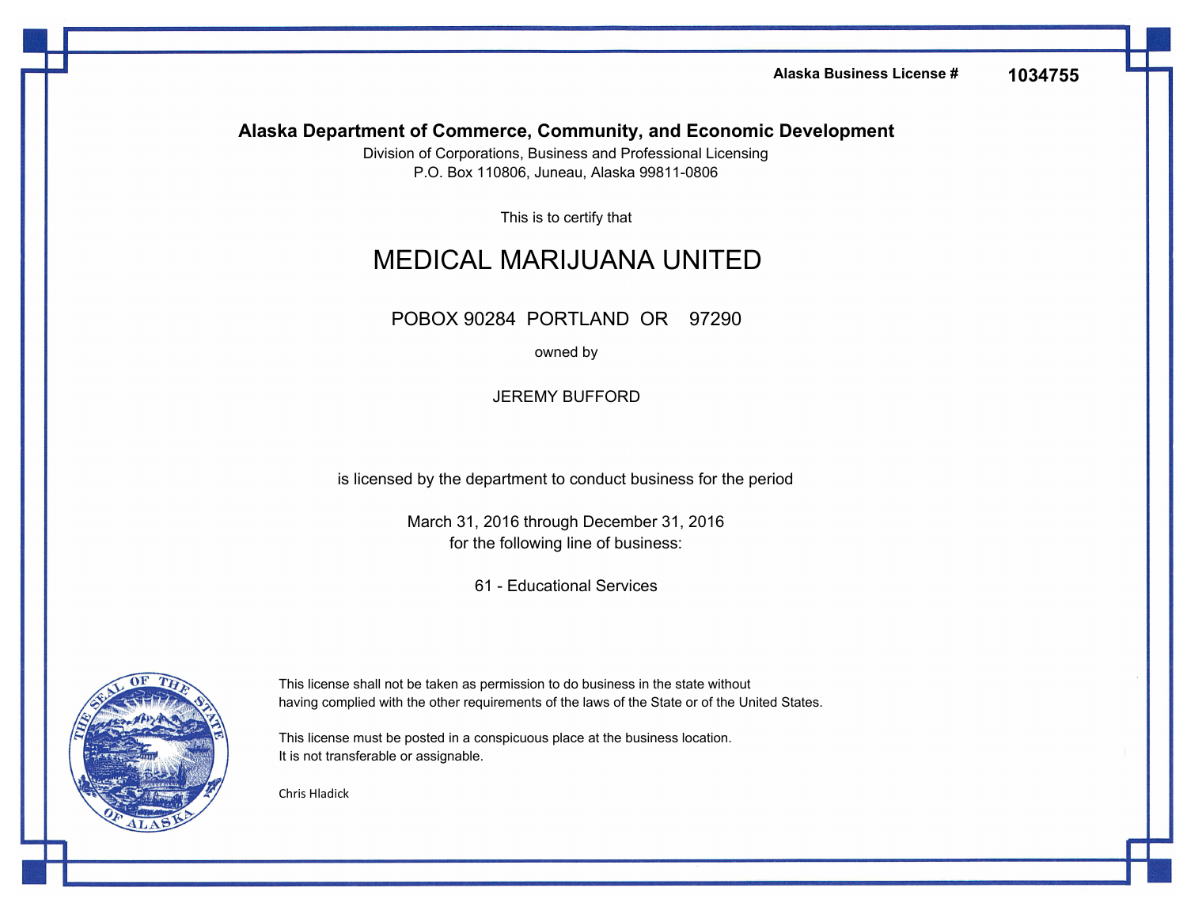**Alaska Business License #** **1034755**

**Alaska Department of Commerce, Community, and Economic Development**

Division of Corporations, Business and Professional Licensing

P.O. Box 110806, Juneau, Alaska 99811-0806

This is to certify that

# MEDICAL MARIJUANA UNITED

POBOX 90284 PORTLAND OR 97290

owned by

JEREMY BUFFORD

is licensed by the department to conduct business for the period

March 31, 2016 through December 31, 2016

for the following line of business:

61 - Educational Services

This license shall not be taken as permission to do business in the state without having complied with the other requirements of the laws of the State or of the United States.

This license must be posted in a conspicuous place at the business location. It is not transferable or assignable.

Chris Hladick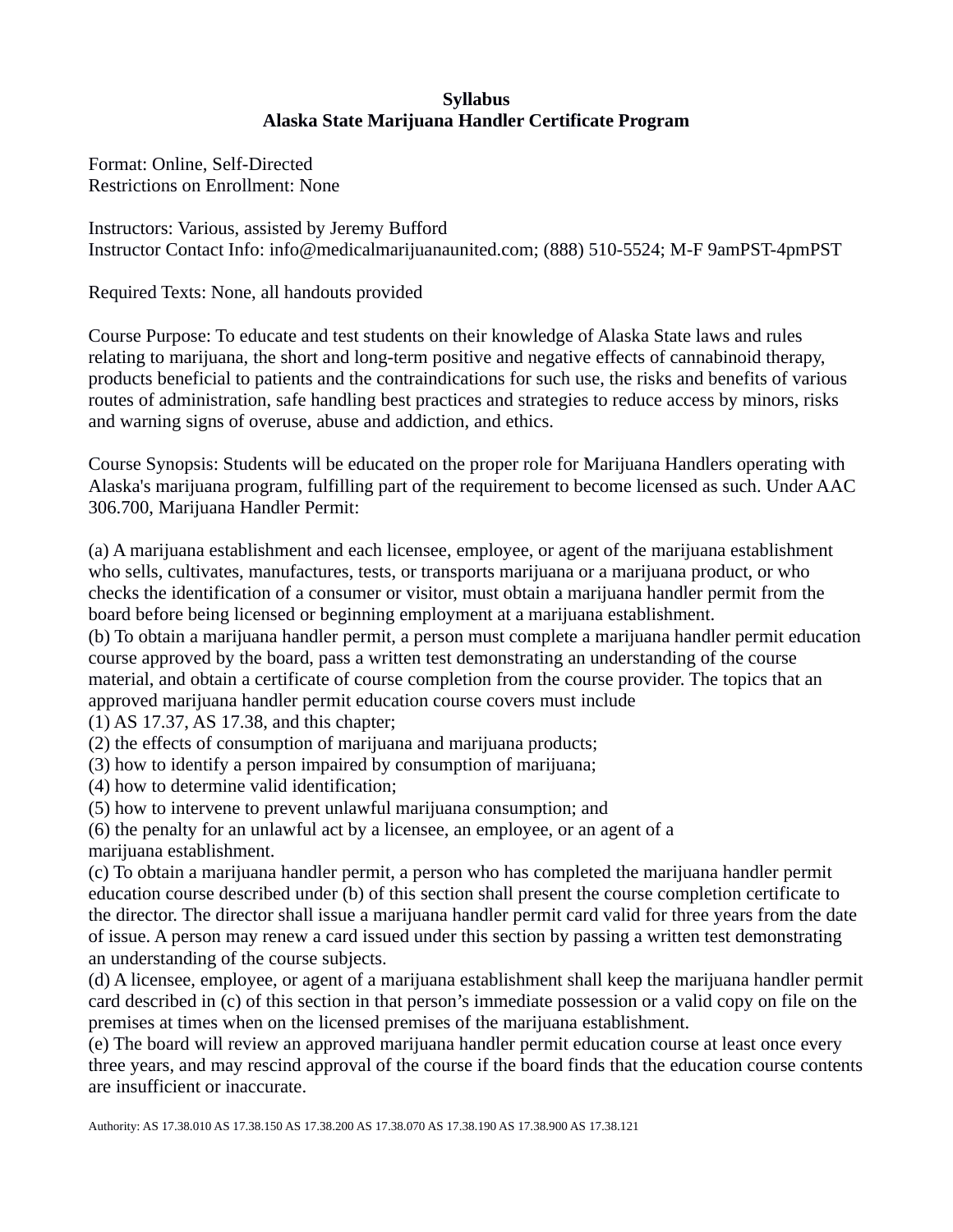**Syllabus**
**Alaska State Marijuana Handler Certificate Program**

Format: Online, Self-Directed
Restrictions on Enrollment: None

Instructors: Various, assisted by Jeremy Bufford
Instructor Contact Info: info@medicalmarijuanaunited.com; (888) 510-5524; M-F 9amPST-4pmPST

Required Texts: None, all handouts provided

Course Purpose: To educate and test students on their knowledge of Alaska State laws and rules relating to marijuana, the short and long-term positive and negative effects of cannabinoid therapy, products beneficial to patients and the contraindications for such use, the risks and benefits of various routes of administration, safe handling best practices and strategies to reduce access by minors, risks and warning signs of overuse, abuse and addiction, and ethics.

Course Synopsis: Students will be educated on the proper role for Marijuana Handlers operating with Alaska's marijuana program, fulfilling part of the requirement to become licensed as such. Under AAC 306.700, Marijuana Handler Permit:

(a) A marijuana establishment and each licensee, employee, or agent of the marijuana establishment who sells, cultivates, manufactures, tests, or transports marijuana or a marijuana product, or who checks the identification of a consumer or visitor, must obtain a marijuana handler permit from the board before being licensed or beginning employment at a marijuana establishment.
(b) To obtain a marijuana handler permit, a person must complete a marijuana handler permit education course approved by the board, pass a written test demonstrating an understanding of the course material, and obtain a certificate of course completion from the course provider. The topics that an approved marijuana handler permit education course covers must include
(1) AS 17.37, AS 17.38, and this chapter;
(2) the effects of consumption of marijuana and marijuana products;
(3) how to identify a person impaired by consumption of marijuana;
(4) how to determine valid identification;
(5) how to intervene to prevent unlawful marijuana consumption; and
(6) the penalty for an unlawful act by a licensee, an employee, or an agent of a marijuana establishment.
(c) To obtain a marijuana handler permit, a person who has completed the marijuana handler permit education course described under (b) of this section shall present the course completion certificate to the director. The director shall issue a marijuana handler permit card valid for three years from the date of issue. A person may renew a card issued under this section by passing a written test demonstrating an understanding of the course subjects.
(d) A licensee, employee, or agent of a marijuana establishment shall keep the marijuana handler permit card described in (c) of this section in that person's immediate possession or a valid copy on file on the premises at times when on the licensed premises of the marijuana establishment.
(e) The board will review an approved marijuana handler permit education course at least once every three years, and may rescind approval of the course if the board finds that the education course contents are insufficient or inaccurate.

Authority: AS 17.38.010 AS 17.38.150 AS 17.38.200 AS 17.38.070 AS 17.38.190 AS 17.38.900 AS 17.38.121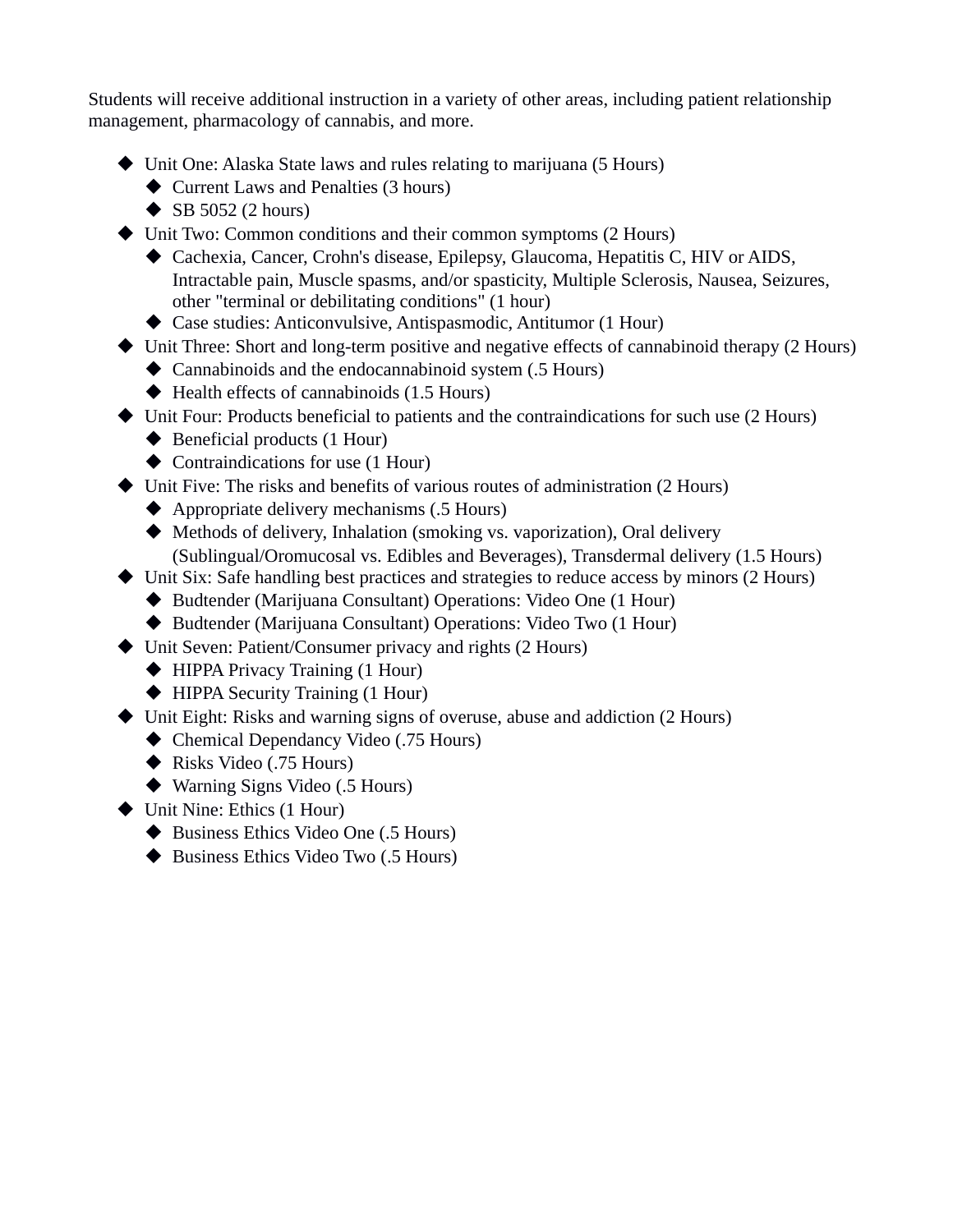Students will receive additional instruction in a variety of other areas, including patient relationship management, pharmacology of cannabis, and more.

- Unit One: Alaska State laws and rules relating to marijuana (5 Hours)
  - Current Laws and Penalties (3 hours)
  - SB 5052 (2 hours)
- Unit Two: Common conditions and their common symptoms (2 Hours)
  - Cachexia, Cancer, Crohn's disease, Epilepsy, Glaucoma, Hepatitis C, HIV or AIDS, Intractable pain, Muscle spasms, and/or spasticity, Multiple Sclerosis, Nausea, Seizures, other "terminal or debilitating conditions" (1 hour)
  - Case studies: Anticonvulsive, Antispasmodic, Antitumor (1 Hour)
- Unit Three: Short and long-term positive and negative effects of cannabinoid therapy (2 Hours)
  - Cannabinoids and the endocannabinoid system (.5 Hours)
  - Health effects of cannabinoids (1.5 Hours)
- Unit Four: Products beneficial to patients and the contraindications for such use (2 Hours)
  - Beneficial products (1 Hour)
  - Contraindications for use (1 Hour)
- Unit Five: The risks and benefits of various routes of administration (2 Hours)
  - Appropriate delivery mechanisms (.5 Hours)
  - Methods of delivery, Inhalation (smoking vs. vaporization), Oral delivery (Sublingual/Oromucosal vs. Edibles and Beverages), Transdermal delivery (1.5 Hours)
- Unit Six: Safe handling best practices and strategies to reduce access by minors (2 Hours)
  - Budtender (Marijuana Consultant) Operations: Video One (1 Hour)
  - Budtender (Marijuana Consultant) Operations: Video Two (1 Hour)
- Unit Seven: Patient/Consumer privacy and rights (2 Hours)
  - HIPPA Privacy Training (1 Hour)
  - HIPPA Security Training (1 Hour)
- Unit Eight: Risks and warning signs of overuse, abuse and addiction (2 Hours)
  - Chemical Dependancy Video (.75 Hours)
  - Risks Video (.75 Hours)
  - Warning Signs Video (.5 Hours)
- Unit Nine: Ethics (1 Hour)
  - Business Ethics Video One (.5 Hours)
  - Business Ethics Video Two (.5 Hours)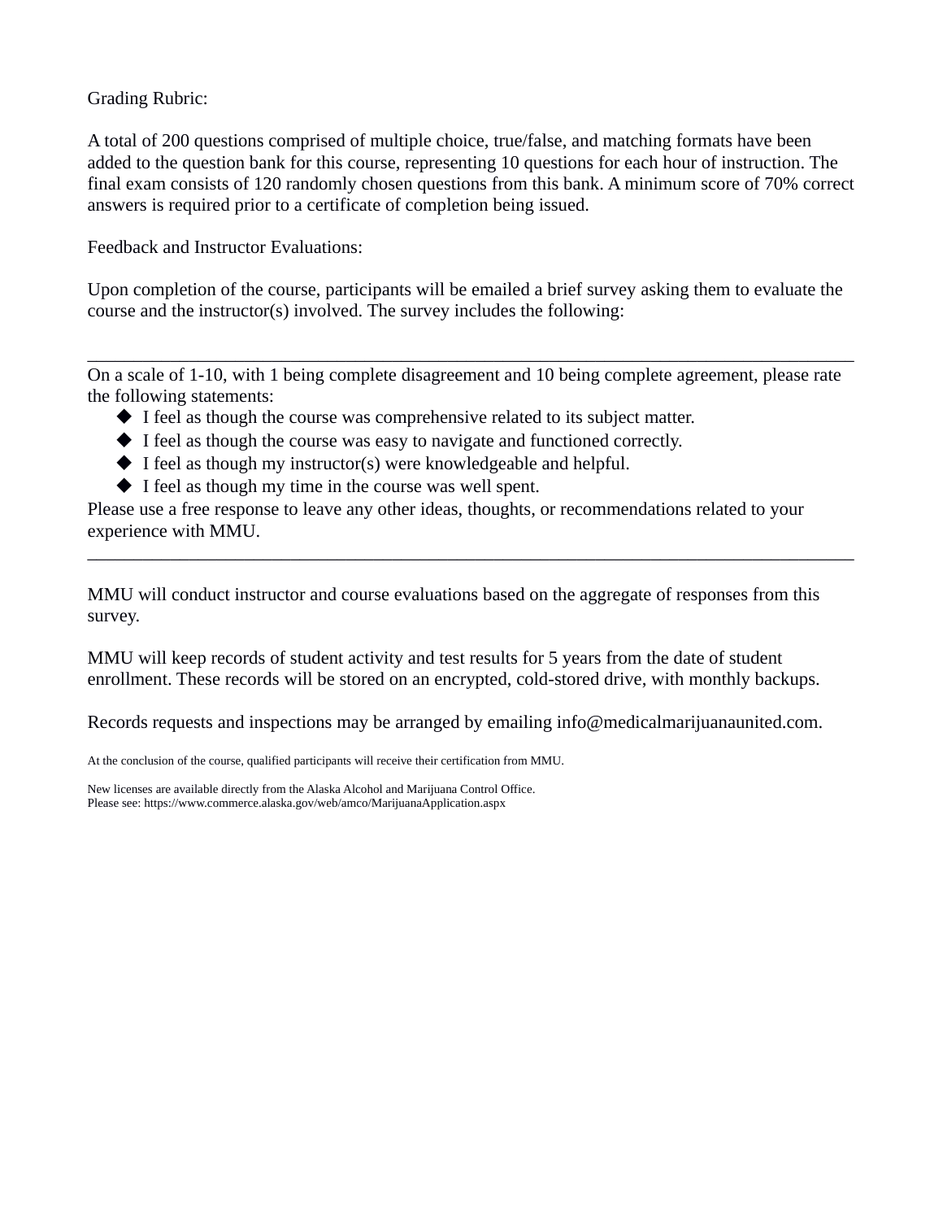Grading Rubric:

A total of 200 questions comprised of multiple choice, true/false, and matching formats have been added to the question bank for this course, representing 10 questions for each hour of instruction. The final exam consists of 120 randomly chosen questions from this bank. A minimum score of 70% correct answers is required prior to a certificate of completion being issued.

Feedback and Instructor Evaluations:

Upon completion of the course, participants will be emailed a brief survey asking them to evaluate the course and the instructor(s) involved. The survey includes the following:

---

On a scale of 1-10, with 1 being complete disagreement and 10 being complete agreement, please rate the following statements:

- I feel as though the course was comprehensive related to its subject matter.
- I feel as though the course was easy to navigate and functioned correctly.
- I feel as though my instructor(s) were knowledgeable and helpful.
- I feel as though my time in the course was well spent.

Please use a free response to leave any other ideas, thoughts, or recommendations related to your experience with MMU.

---

MMU will conduct instructor and course evaluations based on the aggregate of responses from this survey.

MMU will keep records of student activity and test results for 5 years from the date of student enrollment. These records will be stored on an encrypted, cold-stored drive, with monthly backups.

Records requests and inspections may be arranged by emailing info@medicalmarijuanaunited.com.

At the conclusion of the course, qualified participants will receive their certification from MMU.

New licenses are available directly from the Alaska Alcohol and Marijuana Control Office.
Please see: https://www.commerce.alaska.gov/web/amco/MarijuanaApplication.aspx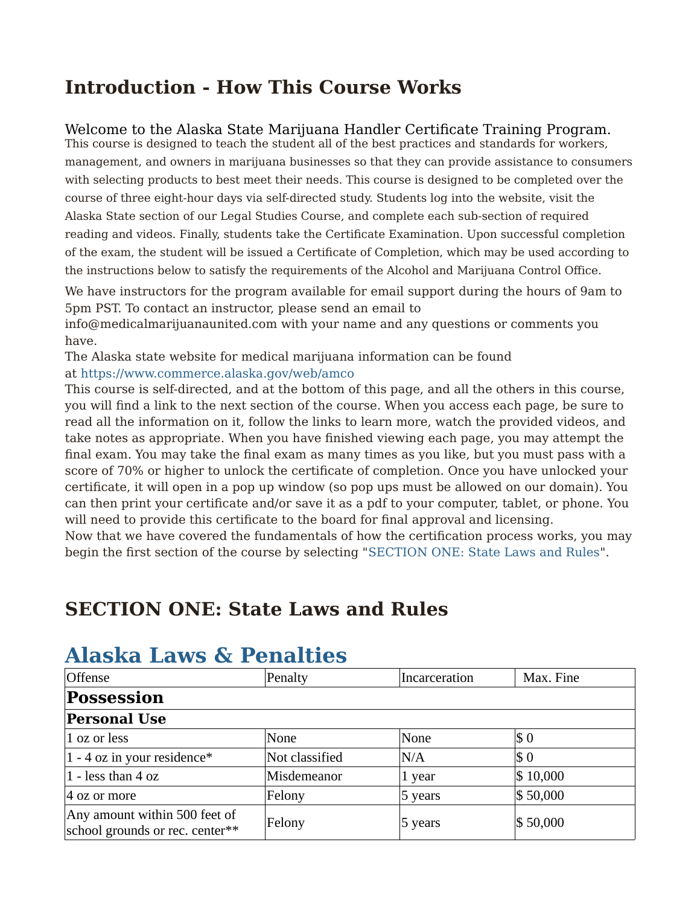## Introduction - How This Course Works

Welcome to the Alaska State Marijuana Handler Certificate Training Program.
This course is designed to teach the student all of the best practices and standards for workers, management, and owners in marijuana businesses so that they can provide assistance to consumers with selecting products to best meet their needs. This course is designed to be completed over the course of three eight-hour days via self-directed study. Students log into the website, visit the Alaska State section of our Legal Studies Course, and complete each sub-section of required reading and videos. Finally, students take the Certificate Examination. Upon successful completion of the exam, the student will be issued a Certificate of Completion, which may be used according to the instructions below to satisfy the requirements of the Alcohol and Marijuana Control Office.

We have instructors for the program available for email support during the hours of 9am to 5pm PST. To contact an instructor, please send an email to info@medicalmarijuanaunited.com with your name and any questions or comments you have.
The Alaska state website for medical marijuana information can be found at https://www.commerce.alaska.gov/web/amco
This course is self-directed, and at the bottom of this page, and all the others in this course, you will find a link to the next section of the course. When you access each page, be sure to read all the information on it, follow the links to learn more, watch the provided videos, and take notes as appropriate. When you have finished viewing each page, you may attempt the final exam. You may take the final exam as many times as you like, but you must pass with a score of 70% or higher to unlock the certificate of completion. Once you have unlocked your certificate, it will open in a pop up window (so pop ups must be allowed on our domain). You can then print your certificate and/or save it as a pdf to your computer, tablet, or phone. You will need to provide this certificate to the board for final approval and licensing.
Now that we have covered the fundamentals of how the certification process works, you may begin the first section of the course by selecting "SECTION ONE: State Laws and Rules".

## SECTION ONE: State Laws and Rules

# Alaska Laws & Penalties

| Offense | Penalty | Incarceration | Max. Fine |
|---|---|---|---|
| **Possession** | | | |
| **Personal Use** | | | |
| 1 oz or less | None | None | $ 0 |
| 1 - 4 oz in your residence* | Not classified | N/A | $ 0 |
| 1 - less than 4 oz | Misdemeanor | 1 year | $ 10,000 |
| 4 oz or more | Felony | 5 years | $ 50,000 |
| Any amount within 500 feet of school grounds or rec. center** | Felony | 5 years | $ 50,000 |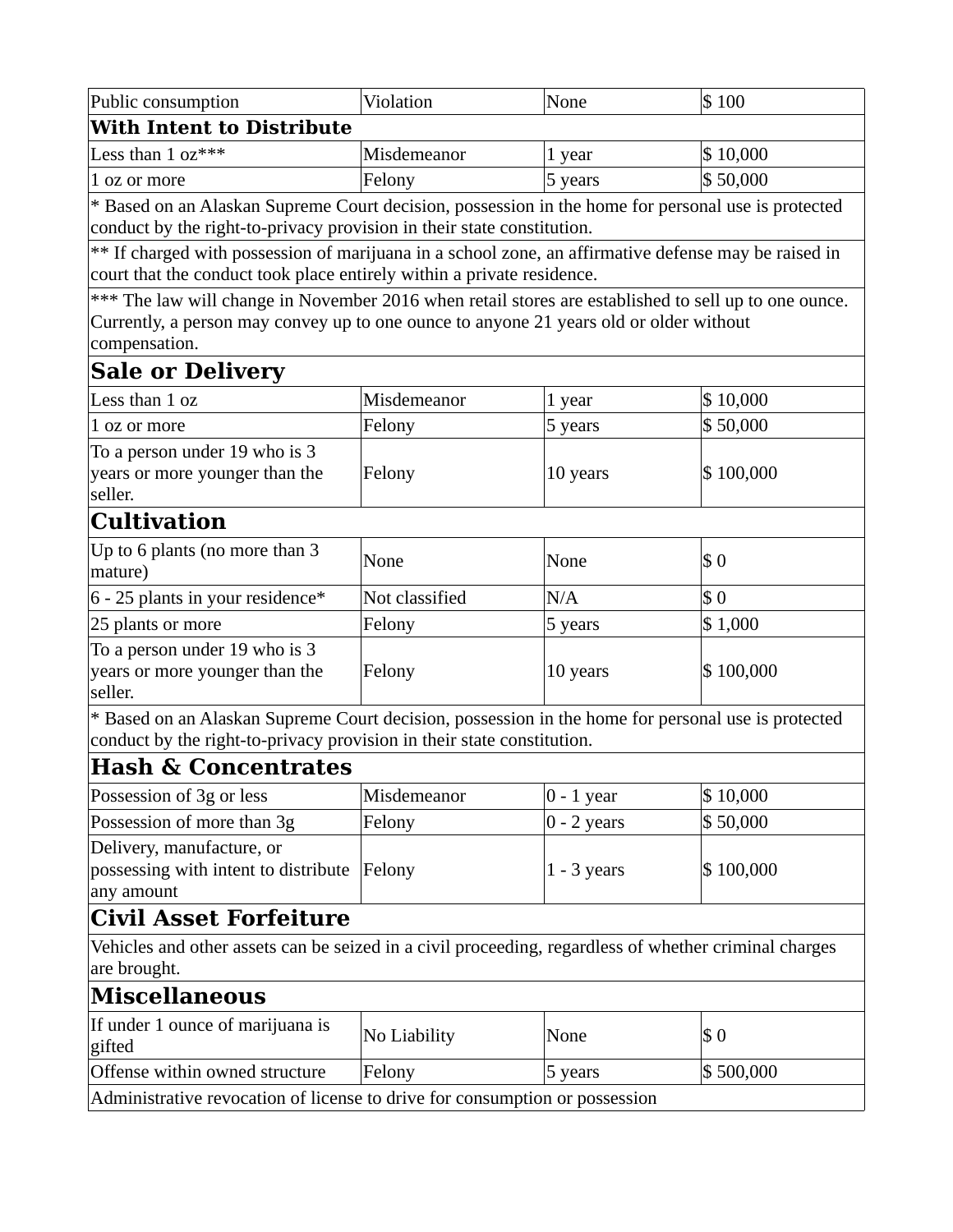| | | | |
|---|---|---|---|
| Public consumption | Violation | None | $ 100 |
| **With Intent to Distribute** | | | |
| Less than 1 oz*** | Misdemeanor | 1 year | $ 10,000 |
| 1 oz or more | Felony | 5 years | $ 50,000 |
| * Based on an Alaskan Supreme Court decision, possession in the home for personal use is protected conduct by the right-to-privacy provision in their state constitution. | | | |
| ** If charged with possession of marijuana in a school zone, an affirmative defense may be raised in court that the conduct took place entirely within a private residence. | | | |
| *** The law will change in November 2016 when retail stores are established to sell up to one ounce. Currently, a person may convey up to one ounce to anyone 21 years old or older without compensation. | | | |
| **Sale or Delivery** | | | |
| Less than 1 oz | Misdemeanor | 1 year | $ 10,000 |
| 1 oz or more | Felony | 5 years | $ 50,000 |
| To a person under 19 who is 3 years or more younger than the seller. | Felony | 10 years | $ 100,000 |
| **Cultivation** | | | |
| Up to 6 plants (no more than 3 mature) | None | None | $ 0 |
| 6 - 25 plants in your residence* | Not classified | N/A | $ 0 |
| 25 plants or more | Felony | 5 years | $ 1,000 |
| To a person under 19 who is 3 years or more younger than the seller. | Felony | 10 years | $ 100,000 |
| * Based on an Alaskan Supreme Court decision, possession in the home for personal use is protected conduct by the right-to-privacy provision in their state constitution. | | | |
| **Hash & Concentrates** | | | |
| Possession of 3g or less | Misdemeanor | 0 - 1 year | $ 10,000 |
| Possession of more than 3g | Felony | 0 - 2 years | $ 50,000 |
| Delivery, manufacture, or possessing with intent to distribute any amount | Felony | 1 - 3 years | $ 100,000 |
| **Civil Asset Forfeiture** | | | |
| Vehicles and other assets can be seized in a civil proceeding, regardless of whether criminal charges are brought. | | | |
| **Miscellaneous** | | | |
| If under 1 ounce of marijuana is gifted | No Liability | None | $ 0 |
| Offense within owned structure | Felony | 5 years | $ 500,000 |
| Administrative revocation of license to drive for consumption or possession | | | |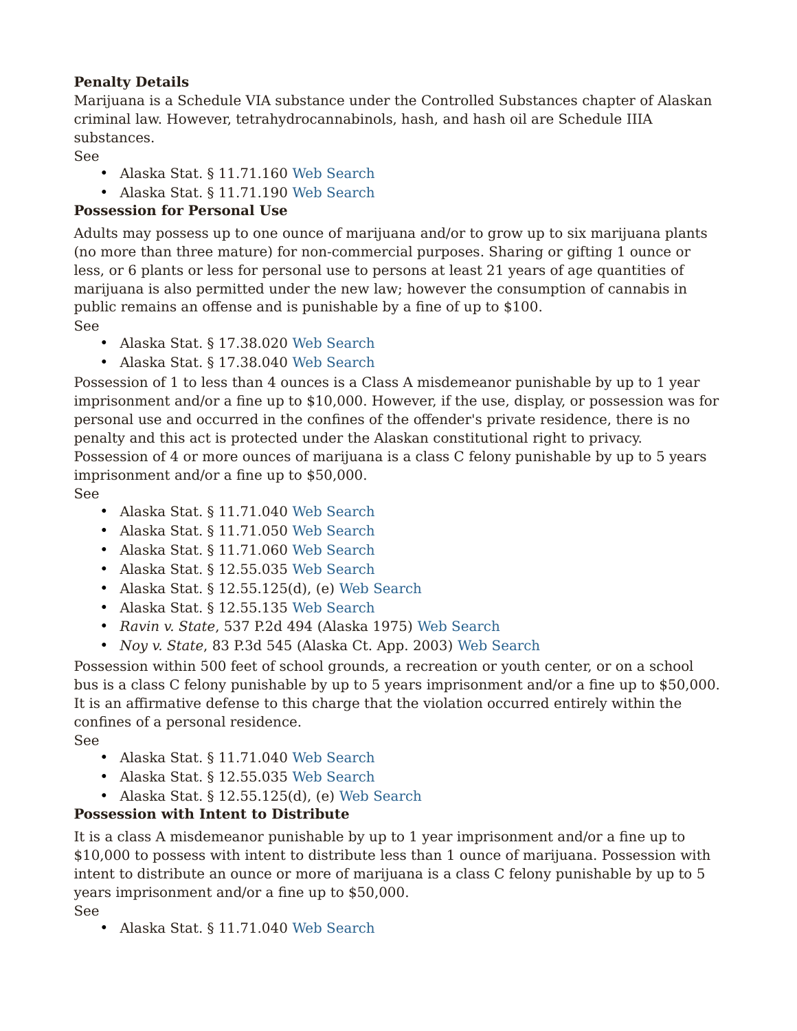**Penalty Details**

Marijuana is a Schedule VIA substance under the Controlled Substances chapter of Alaskan criminal law. However, tetrahydrocannabinols, hash, and hash oil are Schedule IIIA substances.

See

- Alaska Stat. § 11.71.160 Web Search
- Alaska Stat. § 11.71.190 Web Search

**Possession for Personal Use**

Adults may possess up to one ounce of marijuana and/or to grow up to six marijuana plants (no more than three mature) for non-commercial purposes. Sharing or gifting 1 ounce or less, or 6 plants or less for personal use to persons at least 21 years of age quantities of marijuana is also permitted under the new law; however the consumption of cannabis in public remains an offense and is punishable by a fine of up to $100.

See

- Alaska Stat. § 17.38.020 Web Search
- Alaska Stat. § 17.38.040 Web Search

Possession of 1 to less than 4 ounces is a Class A misdemeanor punishable by up to 1 year imprisonment and/or a fine up to $10,000. However, if the use, display, or possession was for personal use and occurred in the confines of the offender's private residence, there is no penalty and this act is protected under the Alaskan constitutional right to privacy. Possession of 4 or more ounces of marijuana is a class C felony punishable by up to 5 years imprisonment and/or a fine up to $50,000.

See

- Alaska Stat. § 11.71.040 Web Search
- Alaska Stat. § 11.71.050 Web Search
- Alaska Stat. § 11.71.060 Web Search
- Alaska Stat. § 12.55.035 Web Search
- Alaska Stat. § 12.55.125(d), (e) Web Search
- Alaska Stat. § 12.55.135 Web Search
- *Ravin v. State*, 537 P.2d 494 (Alaska 1975) Web Search
- *Noy v. State*, 83 P.3d 545 (Alaska Ct. App. 2003) Web Search

Possession within 500 feet of school grounds, a recreation or youth center, or on a school bus is a class C felony punishable by up to 5 years imprisonment and/or a fine up to $50,000. It is an affirmative defense to this charge that the violation occurred entirely within the confines of a personal residence.

See

- Alaska Stat. § 11.71.040 Web Search
- Alaska Stat. § 12.55.035 Web Search
- Alaska Stat. § 12.55.125(d), (e) Web Search

**Possession with Intent to Distribute**

It is a class A misdemeanor punishable by up to 1 year imprisonment and/or a fine up to $10,000 to possess with intent to distribute less than 1 ounce of marijuana. Possession with intent to distribute an ounce or more of marijuana is a class C felony punishable by up to 5 years imprisonment and/or a fine up to $50,000.

See

- Alaska Stat. § 11.71.040 Web Search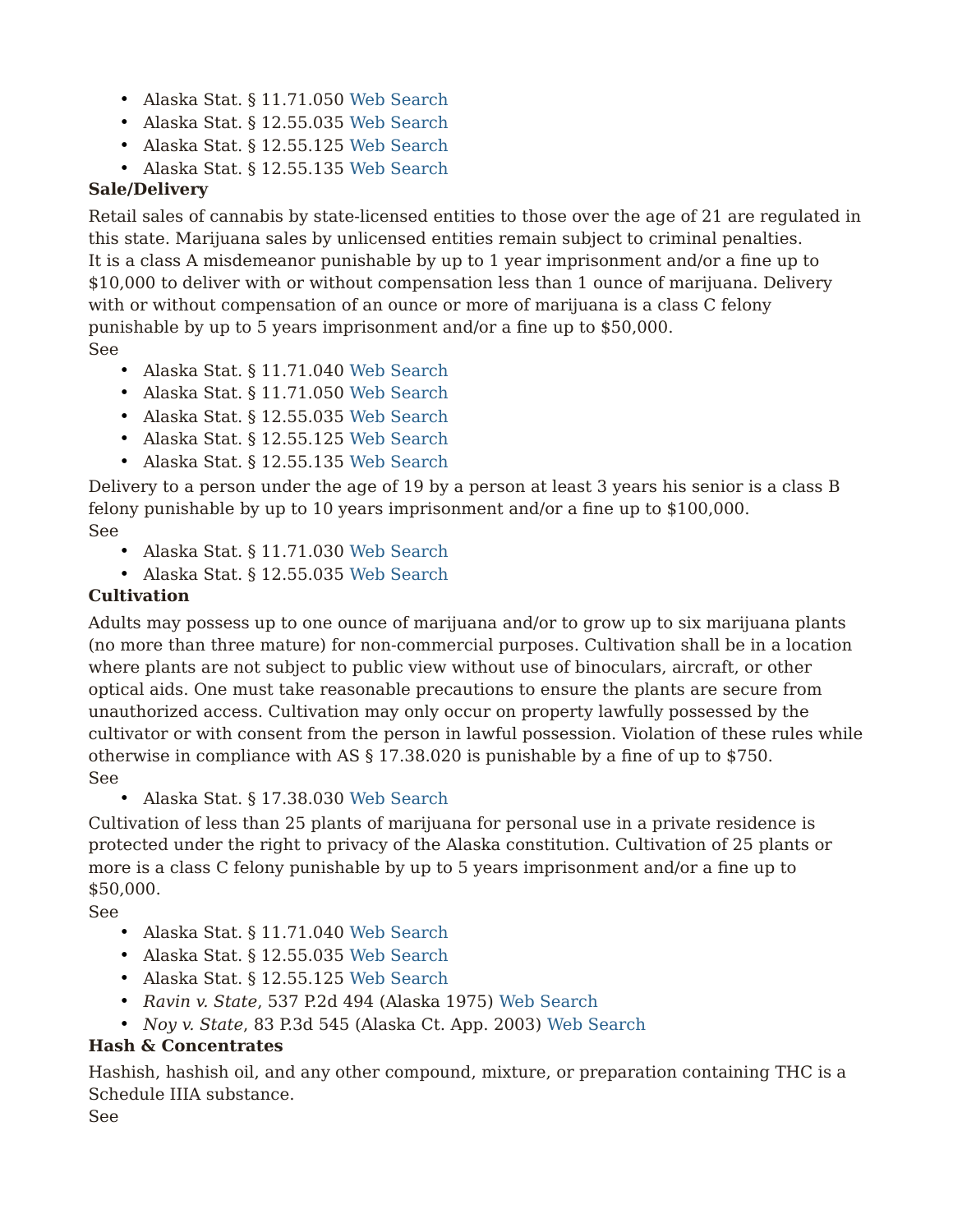- Alaska Stat. § 11.71.050 Web Search
- Alaska Stat. § 12.55.035 Web Search
- Alaska Stat. § 12.55.125 Web Search
- Alaska Stat. § 12.55.135 Web Search

**Sale/Delivery**

Retail sales of cannabis by state-licensed entities to those over the age of 21 are regulated in this state. Marijuana sales by unlicensed entities remain subject to criminal penalties.
It is a class A misdemeanor punishable by up to 1 year imprisonment and/or a fine up to $10,000 to deliver with or without compensation less than 1 ounce of marijuana. Delivery with or without compensation of an ounce or more of marijuana is a class C felony punishable by up to 5 years imprisonment and/or a fine up to $50,000.
See

- Alaska Stat. § 11.71.040 Web Search
- Alaska Stat. § 11.71.050 Web Search
- Alaska Stat. § 12.55.035 Web Search
- Alaska Stat. § 12.55.125 Web Search
- Alaska Stat. § 12.55.135 Web Search

Delivery to a person under the age of 19 by a person at least 3 years his senior is a class B felony punishable by up to 10 years imprisonment and/or a fine up to $100,000.
See

- Alaska Stat. § 11.71.030 Web Search
- Alaska Stat. § 12.55.035 Web Search

**Cultivation**

Adults may possess up to one ounce of marijuana and/or to grow up to six marijuana plants (no more than three mature) for non-commercial purposes. Cultivation shall be in a location where plants are not subject to public view without use of binoculars, aircraft, or other optical aids. One must take reasonable precautions to ensure the plants are secure from unauthorized access. Cultivation may only occur on property lawfully possessed by the cultivator or with consent from the person in lawful possession. Violation of these rules while otherwise in compliance with AS § 17.38.020 is punishable by a fine of up to $750.
See

- Alaska Stat. § 17.38.030 Web Search

Cultivation of less than 25 plants of marijuana for personal use in a private residence is protected under the right to privacy of the Alaska constitution. Cultivation of 25 plants or more is a class C felony punishable by up to 5 years imprisonment and/or a fine up to $50,000.
See

- Alaska Stat. § 11.71.040 Web Search
- Alaska Stat. § 12.55.035 Web Search
- Alaska Stat. § 12.55.125 Web Search
- *Ravin v. State*, 537 P.2d 494 (Alaska 1975) Web Search
- *Noy v. State*, 83 P.3d 545 (Alaska Ct. App. 2003) Web Search

**Hash & Concentrates**

Hashish, hashish oil, and any other compound, mixture, or preparation containing THC is a Schedule IIIA substance.
See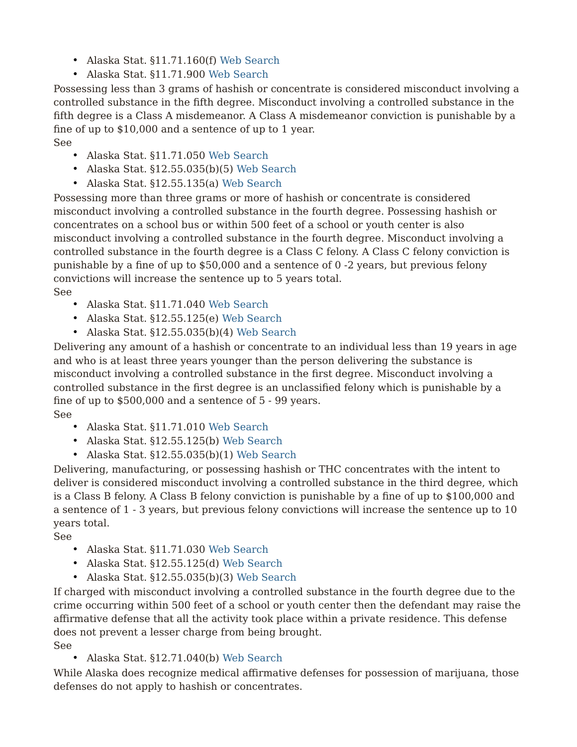- Alaska Stat. §11.71.160(f) Web Search
- Alaska Stat. §11.71.900 Web Search

Possessing less than 3 grams of hashish or concentrate is considered misconduct involving a controlled substance in the fifth degree. Misconduct involving a controlled substance in the fifth degree is a Class A misdemeanor. A Class A misdemeanor conviction is punishable by a fine of up to $10,000 and a sentence of up to 1 year.

See

- Alaska Stat. §11.71.050 Web Search
- Alaska Stat. §12.55.035(b)(5) Web Search
- Alaska Stat. §12.55.135(a) Web Search

Possessing more than three grams or more of hashish or concentrate is considered misconduct involving a controlled substance in the fourth degree. Possessing hashish or concentrates on a school bus or within 500 feet of a school or youth center is also misconduct involving a controlled substance in the fourth degree. Misconduct involving a controlled substance in the fourth degree is a Class C felony. A Class C felony conviction is punishable by a fine of up to $50,000 and a sentence of 0 -2 years, but previous felony convictions will increase the sentence up to 5 years total.

See

- Alaska Stat. §11.71.040 Web Search
- Alaska Stat. §12.55.125(e) Web Search
- Alaska Stat. §12.55.035(b)(4) Web Search

Delivering any amount of a hashish or concentrate to an individual less than 19 years in age and who is at least three years younger than the person delivering the substance is misconduct involving a controlled substance in the first degree. Misconduct involving a controlled substance in the first degree is an unclassified felony which is punishable by a fine of up to $500,000 and a sentence of 5 - 99 years.

See

- Alaska Stat. §11.71.010 Web Search
- Alaska Stat. §12.55.125(b) Web Search
- Alaska Stat. §12.55.035(b)(1) Web Search

Delivering, manufacturing, or possessing hashish or THC concentrates with the intent to deliver is considered misconduct involving a controlled substance in the third degree, which is a Class B felony. A Class B felony conviction is punishable by a fine of up to $100,000 and a sentence of 1 - 3 years, but previous felony convictions will increase the sentence up to 10 years total.

See

- Alaska Stat. §11.71.030 Web Search
- Alaska Stat. §12.55.125(d) Web Search
- Alaska Stat. §12.55.035(b)(3) Web Search

If charged with misconduct involving a controlled substance in the fourth degree due to the crime occurring within 500 feet of a school or youth center then the defendant may raise the affirmative defense that all the activity took place within a private residence. This defense does not prevent a lesser charge from being brought.

See

- Alaska Stat. §12.71.040(b) Web Search

While Alaska does recognize medical affirmative defenses for possession of marijuana, those defenses do not apply to hashish or concentrates.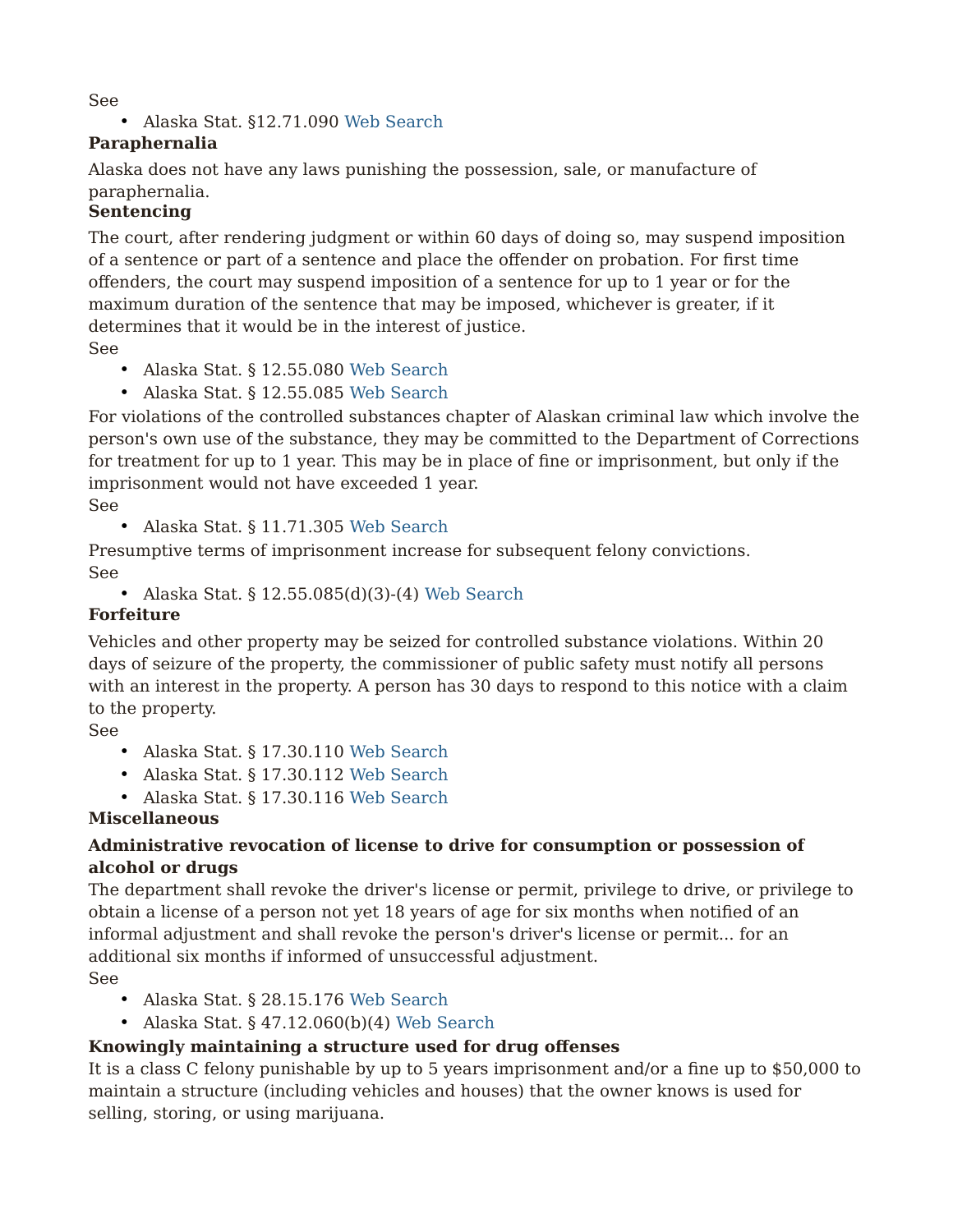See

- Alaska Stat. §12.71.090 Web Search

**Paraphernalia**

Alaska does not have any laws punishing the possession, sale, or manufacture of paraphernalia.

**Sentencing**

The court, after rendering judgment or within 60 days of doing so, may suspend imposition of a sentence or part of a sentence and place the offender on probation. For first time offenders, the court may suspend imposition of a sentence for up to 1 year or for the maximum duration of the sentence that may be imposed, whichever is greater, if it determines that it would be in the interest of justice.

See

- Alaska Stat. § 12.55.080 Web Search
- Alaska Stat. § 12.55.085 Web Search

For violations of the controlled substances chapter of Alaskan criminal law which involve the person's own use of the substance, they may be committed to the Department of Corrections for treatment for up to 1 year. This may be in place of fine or imprisonment, but only if the imprisonment would not have exceeded 1 year.

See

- Alaska Stat. § 11.71.305 Web Search

Presumptive terms of imprisonment increase for subsequent felony convictions.

See

- Alaska Stat. § 12.55.085(d)(3)-(4) Web Search

**Forfeiture**

Vehicles and other property may be seized for controlled substance violations. Within 20 days of seizure of the property, the commissioner of public safety must notify all persons with an interest in the property. A person has 30 days to respond to this notice with a claim to the property.

See

- Alaska Stat. § 17.30.110 Web Search
- Alaska Stat. § 17.30.112 Web Search
- Alaska Stat. § 17.30.116 Web Search

**Miscellaneous**

**Administrative revocation of license to drive for consumption or possession of alcohol or drugs**

The department shall revoke the driver's license or permit, privilege to drive, or privilege to obtain a license of a person not yet 18 years of age for six months when notified of an informal adjustment and shall revoke the person's driver's license or permit... for an additional six months if informed of unsuccessful adjustment.

See

- Alaska Stat. § 28.15.176 Web Search
- Alaska Stat. § 47.12.060(b)(4) Web Search

**Knowingly maintaining a structure used for drug offenses**

It is a class C felony punishable by up to 5 years imprisonment and/or a fine up to $50,000 to maintain a structure (including vehicles and houses) that the owner knows is used for selling, storing, or using marijuana.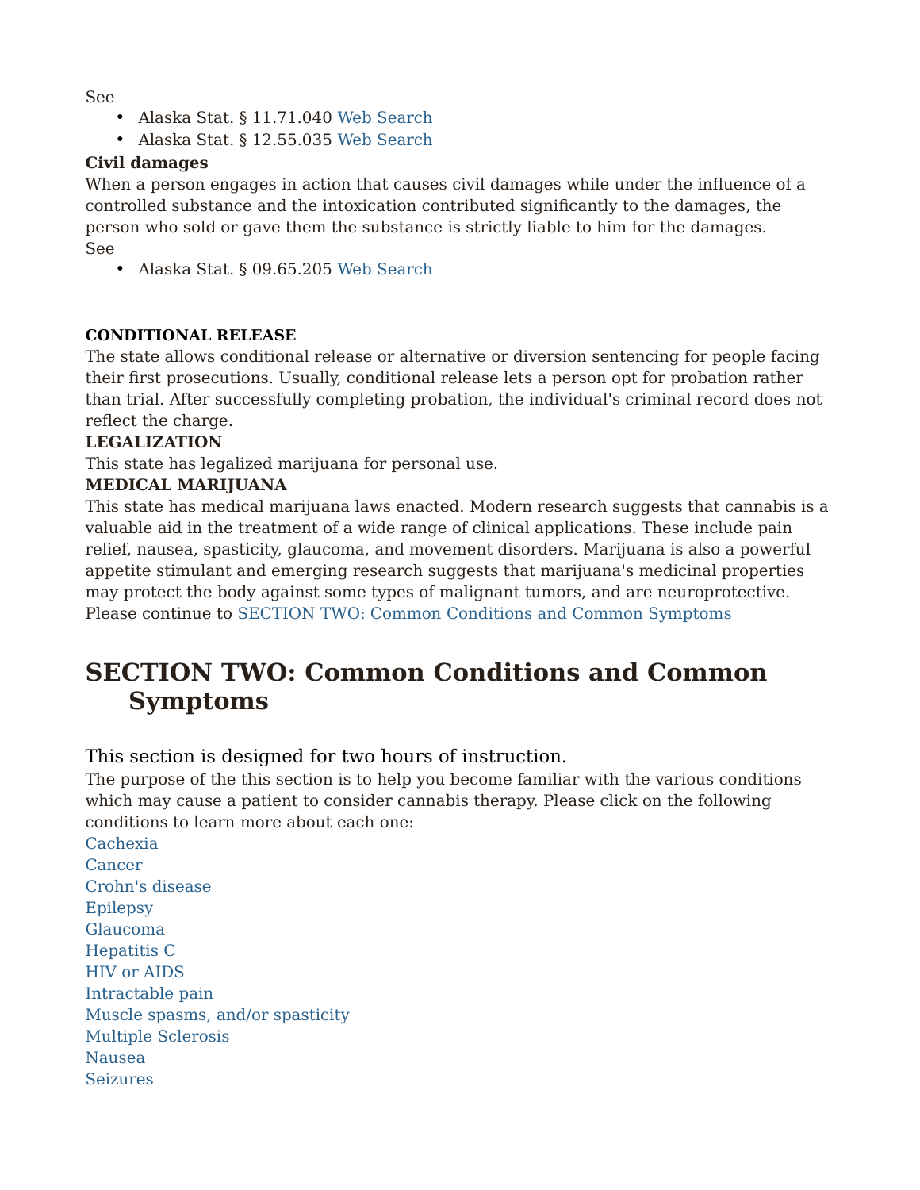See

- Alaska Stat. § 11.71.040 Web Search
- Alaska Stat. § 12.55.035 Web Search

**Civil damages**

When a person engages in action that causes civil damages while under the influence of a controlled substance and the intoxication contributed significantly to the damages, the person who sold or gave them the substance is strictly liable to him for the damages.

See

- Alaska Stat. § 09.65.205 Web Search

**CONDITIONAL RELEASE**

The state allows conditional release or alternative or diversion sentencing for people facing their first prosecutions. Usually, conditional release lets a person opt for probation rather than trial. After successfully completing probation, the individual's criminal record does not reflect the charge.

**LEGALIZATION**

This state has legalized marijuana for personal use.

**MEDICAL MARIJUANA**

This state has medical marijuana laws enacted. Modern research suggests that cannabis is a valuable aid in the treatment of a wide range of clinical applications. These include pain relief, nausea, spasticity, glaucoma, and movement disorders. Marijuana is also a powerful appetite stimulant and emerging research suggests that marijuana's medicinal properties may protect the body against some types of malignant tumors, and are neuroprotective.

Please continue to SECTION TWO: Common Conditions and Common Symptoms

# SECTION TWO: Common Conditions and Common Symptoms

This section is designed for two hours of instruction.

The purpose of the this section is to help you become familiar with the various conditions which may cause a patient to consider cannabis therapy. Please click on the following conditions to learn more about each one:

Cachexia
Cancer
Crohn's disease
Epilepsy
Glaucoma
Hepatitis C
HIV or AIDS
Intractable pain
Muscle spasms, and/or spasticity
Multiple Sclerosis
Nausea
Seizures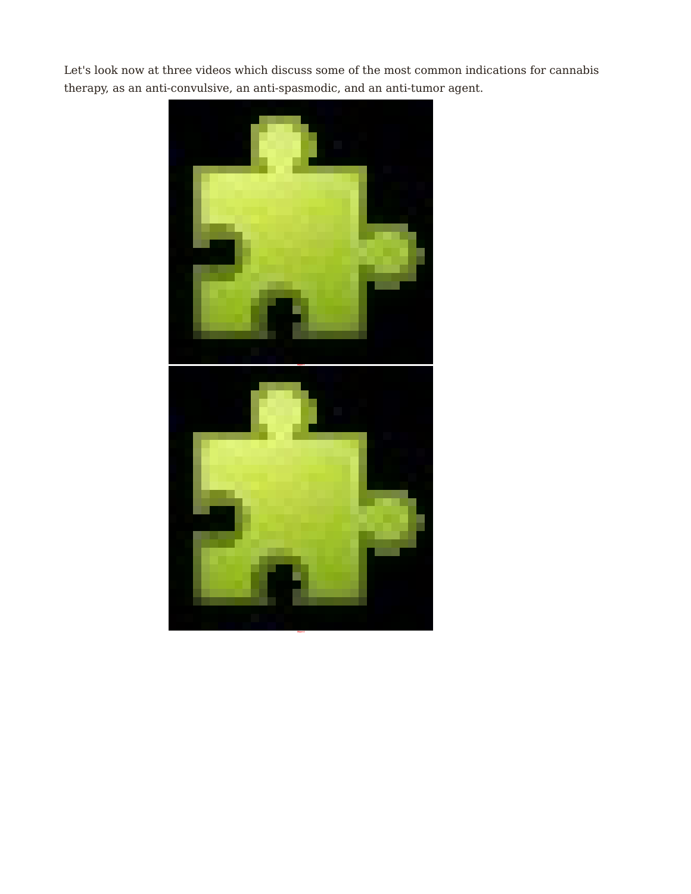Let's look now at three videos which discuss some of the most common indications for cannabis therapy, as an anti-convulsive, an anti-spasmodic, and an anti-tumor agent.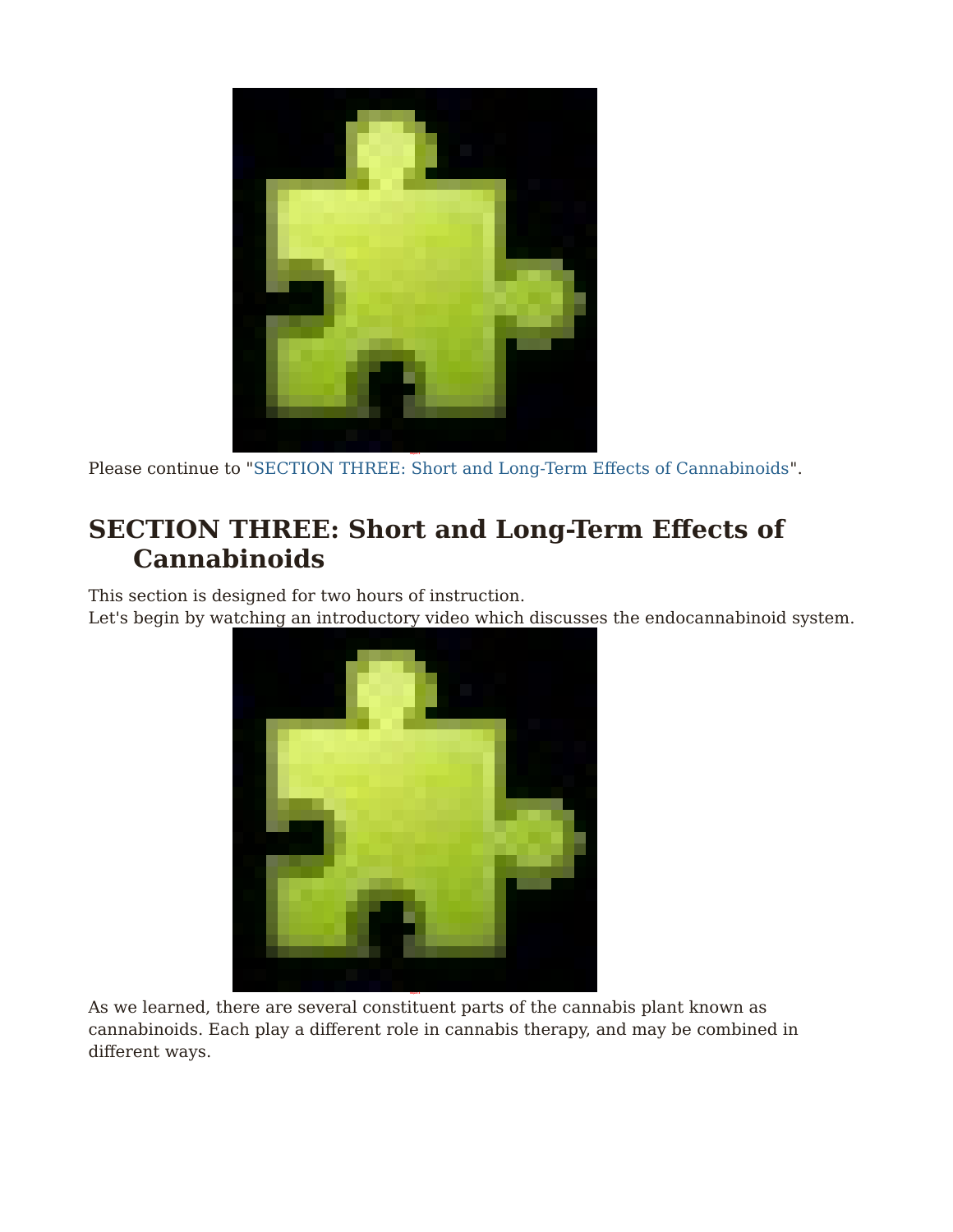Please continue to "SECTION THREE: Short and Long-Term Effects of Cannabinoids".

## SECTION THREE: Short and Long-Term Effects of Cannabinoids

This section is designed for two hours of instruction.
Let's begin by watching an introductory video which discusses the endocannabinoid system.

As we learned, there are several constituent parts of the cannabis plant known as cannabinoids. Each play a different role in cannabis therapy, and may be combined in different ways.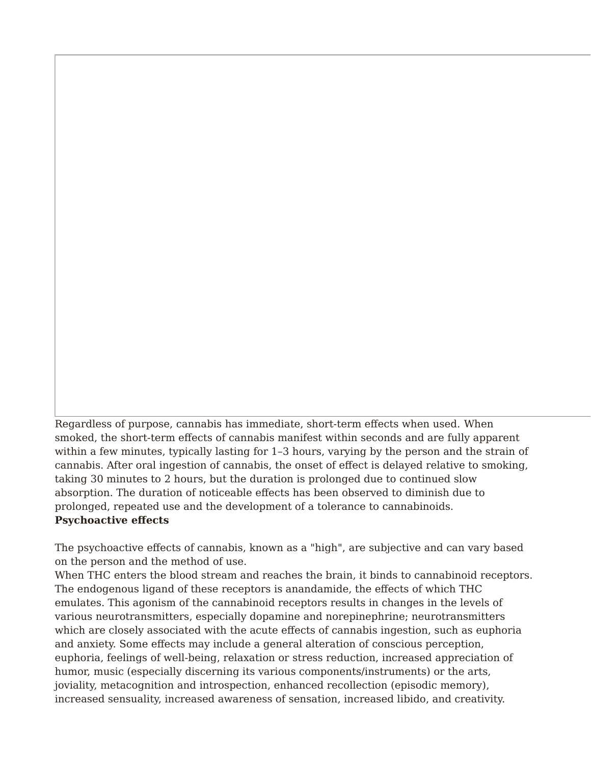Regardless of purpose, cannabis has immediate, short-term effects when used. When smoked, the short-term effects of cannabis manifest within seconds and are fully apparent within a few minutes, typically lasting for 1–3 hours, varying by the person and the strain of cannabis. After oral ingestion of cannabis, the onset of effect is delayed relative to smoking, taking 30 minutes to 2 hours, but the duration is prolonged due to continued slow absorption. The duration of noticeable effects has been observed to diminish due to prolonged, repeated use and the development of a tolerance to cannabinoids.

**Psychoactive effects**

The psychoactive effects of cannabis, known as a "high", are subjective and can vary based on the person and the method of use.

When THC enters the blood stream and reaches the brain, it binds to cannabinoid receptors. The endogenous ligand of these receptors is anandamide, the effects of which THC emulates. This agonism of the cannabinoid receptors results in changes in the levels of various neurotransmitters, especially dopamine and norepinephrine; neurotransmitters which are closely associated with the acute effects of cannabis ingestion, such as euphoria and anxiety. Some effects may include a general alteration of conscious perception, euphoria, feelings of well-being, relaxation or stress reduction, increased appreciation of humor, music (especially discerning its various components/instruments) or the arts, joviality, metacognition and introspection, enhanced recollection (episodic memory), increased sensuality, increased awareness of sensation, increased libido, and creativity.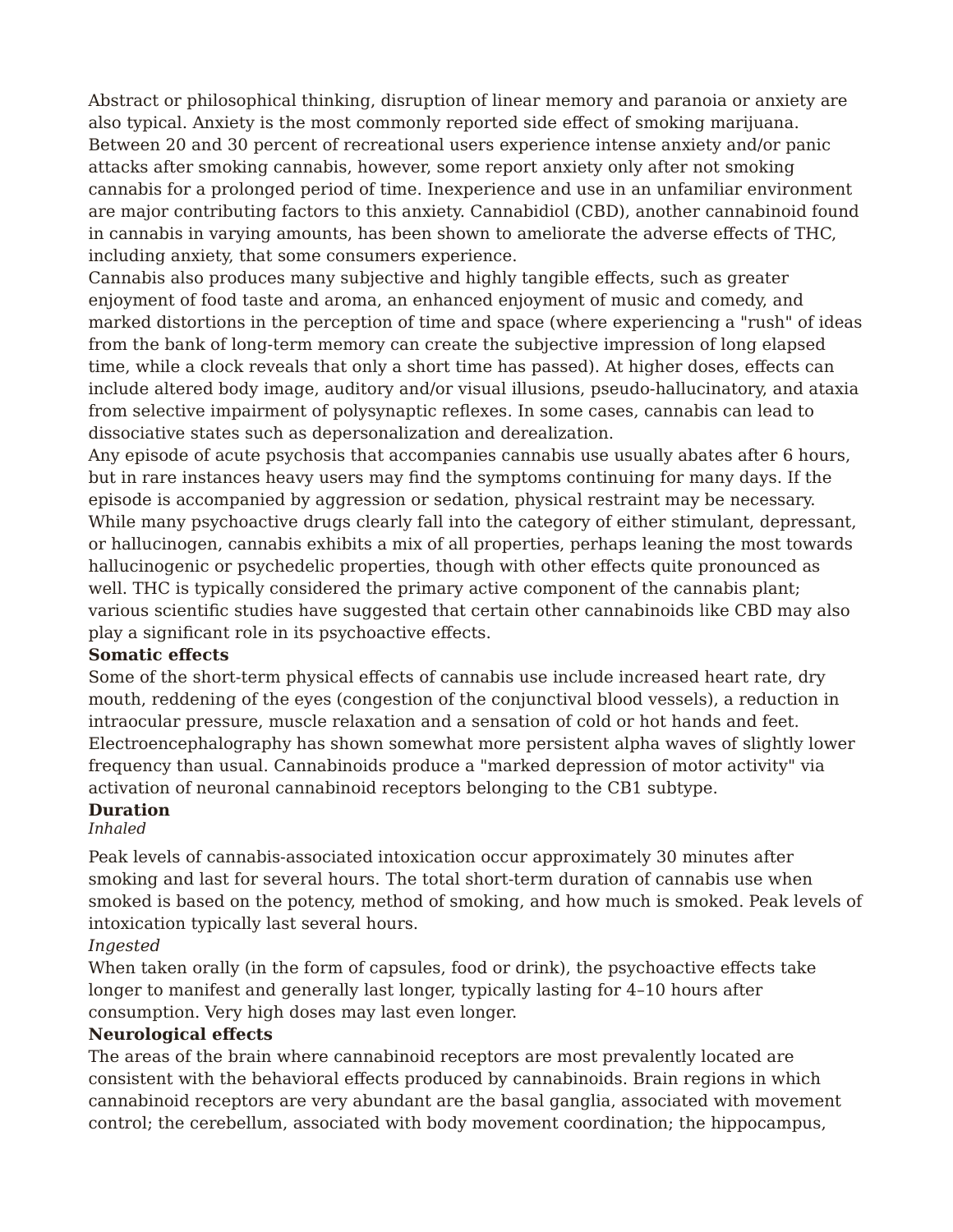Abstract or philosophical thinking, disruption of linear memory and paranoia or anxiety are also typical. Anxiety is the most commonly reported side effect of smoking marijuana. Between 20 and 30 percent of recreational users experience intense anxiety and/or panic attacks after smoking cannabis, however, some report anxiety only after not smoking cannabis for a prolonged period of time. Inexperience and use in an unfamiliar environment are major contributing factors to this anxiety. Cannabidiol (CBD), another cannabinoid found in cannabis in varying amounts, has been shown to ameliorate the adverse effects of THC, including anxiety, that some consumers experience.

Cannabis also produces many subjective and highly tangible effects, such as greater enjoyment of food taste and aroma, an enhanced enjoyment of music and comedy, and marked distortions in the perception of time and space (where experiencing a "rush" of ideas from the bank of long-term memory can create the subjective impression of long elapsed time, while a clock reveals that only a short time has passed). At higher doses, effects can include altered body image, auditory and/or visual illusions, pseudo-hallucinatory, and ataxia from selective impairment of polysynaptic reflexes. In some cases, cannabis can lead to dissociative states such as depersonalization and derealization.

Any episode of acute psychosis that accompanies cannabis use usually abates after 6 hours, but in rare instances heavy users may find the symptoms continuing for many days. If the episode is accompanied by aggression or sedation, physical restraint may be necessary.

While many psychoactive drugs clearly fall into the category of either stimulant, depressant, or hallucinogen, cannabis exhibits a mix of all properties, perhaps leaning the most towards hallucinogenic or psychedelic properties, though with other effects quite pronounced as well. THC is typically considered the primary active component of the cannabis plant; various scientific studies have suggested that certain other cannabinoids like CBD may also play a significant role in its psychoactive effects.

**Somatic effects**

Some of the short-term physical effects of cannabis use include increased heart rate, dry mouth, reddening of the eyes (congestion of the conjunctival blood vessels), a reduction in intraocular pressure, muscle relaxation and a sensation of cold or hot hands and feet. Electroencephalography has shown somewhat more persistent alpha waves of slightly lower frequency than usual. Cannabinoids produce a "marked depression of motor activity" via activation of neuronal cannabinoid receptors belonging to the CB1 subtype.

**Duration**

*Inhaled*

Peak levels of cannabis-associated intoxication occur approximately 30 minutes after smoking and last for several hours. The total short-term duration of cannabis use when smoked is based on the potency, method of smoking, and how much is smoked. Peak levels of intoxication typically last several hours.

*Ingested*

When taken orally (in the form of capsules, food or drink), the psychoactive effects take longer to manifest and generally last longer, typically lasting for 4–10 hours after consumption. Very high doses may last even longer.

**Neurological effects**

The areas of the brain where cannabinoid receptors are most prevalently located are consistent with the behavioral effects produced by cannabinoids. Brain regions in which cannabinoid receptors are very abundant are the basal ganglia, associated with movement control; the cerebellum, associated with body movement coordination; the hippocampus,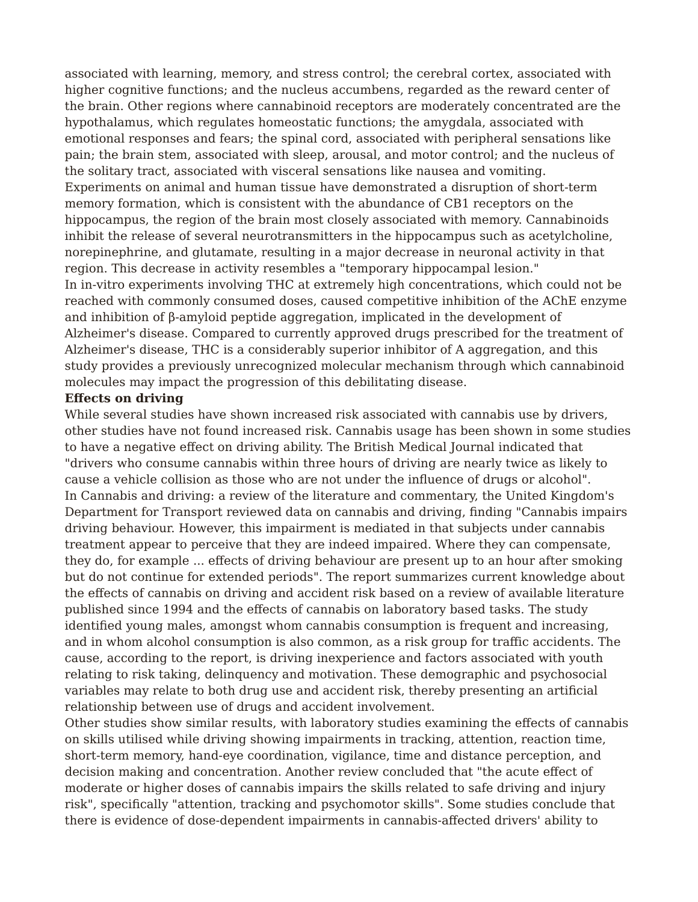associated with learning, memory, and stress control; the cerebral cortex, associated with higher cognitive functions; and the nucleus accumbens, regarded as the reward center of the brain. Other regions where cannabinoid receptors are moderately concentrated are the hypothalamus, which regulates homeostatic functions; the amygdala, associated with emotional responses and fears; the spinal cord, associated with peripheral sensations like pain; the brain stem, associated with sleep, arousal, and motor control; and the nucleus of the solitary tract, associated with visceral sensations like nausea and vomiting.

Experiments on animal and human tissue have demonstrated a disruption of short-term memory formation, which is consistent with the abundance of CB1 receptors on the hippocampus, the region of the brain most closely associated with memory. Cannabinoids inhibit the release of several neurotransmitters in the hippocampus such as acetylcholine, norepinephrine, and glutamate, resulting in a major decrease in neuronal activity in that region. This decrease in activity resembles a "temporary hippocampal lesion."

In in-vitro experiments involving THC at extremely high concentrations, which could not be reached with commonly consumed doses, caused competitive inhibition of the AChE enzyme and inhibition of β-amyloid peptide aggregation, implicated in the development of Alzheimer's disease. Compared to currently approved drugs prescribed for the treatment of Alzheimer's disease, THC is a considerably superior inhibitor of A aggregation, and this study provides a previously unrecognized molecular mechanism through which cannabinoid molecules may impact the progression of this debilitating disease.

**Effects on driving**

While several studies have shown increased risk associated with cannabis use by drivers, other studies have not found increased risk. Cannabis usage has been shown in some studies to have a negative effect on driving ability. The British Medical Journal indicated that "drivers who consume cannabis within three hours of driving are nearly twice as likely to cause a vehicle collision as those who are not under the influence of drugs or alcohol".

In Cannabis and driving: a review of the literature and commentary, the United Kingdom's Department for Transport reviewed data on cannabis and driving, finding "Cannabis impairs driving behaviour. However, this impairment is mediated in that subjects under cannabis treatment appear to perceive that they are indeed impaired. Where they can compensate, they do, for example ... effects of driving behaviour are present up to an hour after smoking but do not continue for extended periods". The report summarizes current knowledge about the effects of cannabis on driving and accident risk based on a review of available literature published since 1994 and the effects of cannabis on laboratory based tasks. The study identified young males, amongst whom cannabis consumption is frequent and increasing, and in whom alcohol consumption is also common, as a risk group for traffic accidents. The cause, according to the report, is driving inexperience and factors associated with youth relating to risk taking, delinquency and motivation. These demographic and psychosocial variables may relate to both drug use and accident risk, thereby presenting an artificial relationship between use of drugs and accident involvement.

Other studies show similar results, with laboratory studies examining the effects of cannabis on skills utilised while driving showing impairments in tracking, attention, reaction time, short-term memory, hand-eye coordination, vigilance, time and distance perception, and decision making and concentration. Another review concluded that "the acute effect of moderate or higher doses of cannabis impairs the skills related to safe driving and injury risk", specifically "attention, tracking and psychomotor skills". Some studies conclude that there is evidence of dose-dependent impairments in cannabis-affected drivers' ability to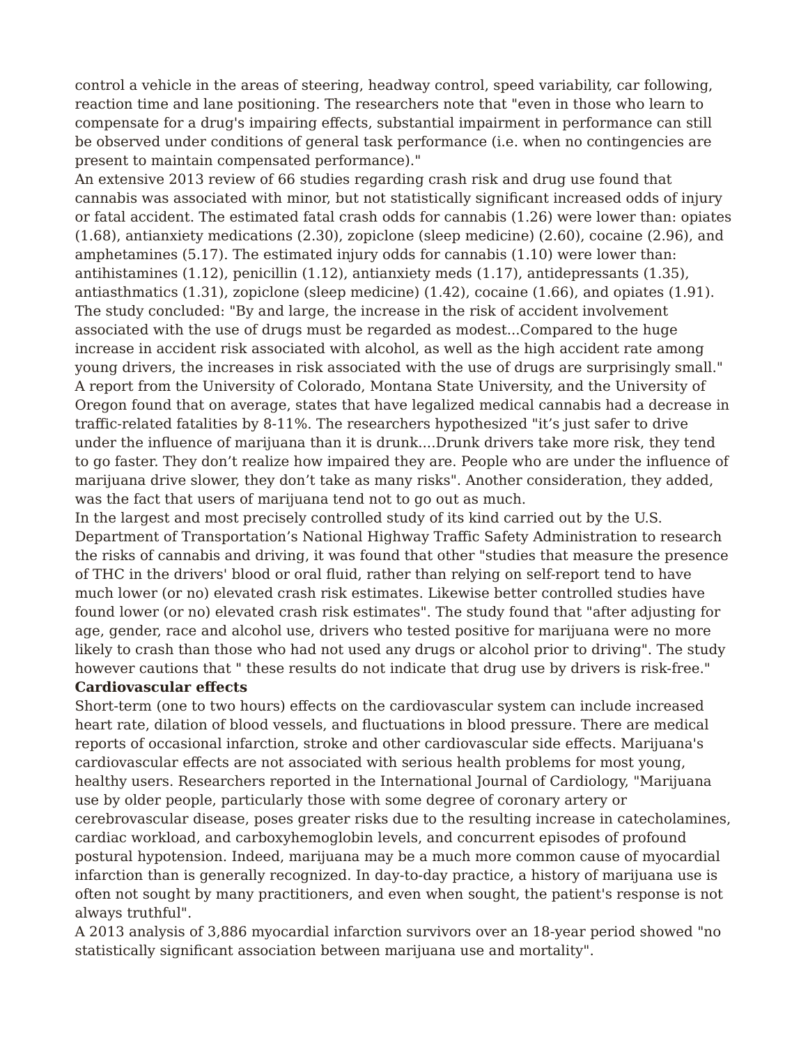control a vehicle in the areas of steering, headway control, speed variability, car following, reaction time and lane positioning. The researchers note that "even in those who learn to compensate for a drug's impairing effects, substantial impairment in performance can still be observed under conditions of general task performance (i.e. when no contingencies are present to maintain compensated performance)."

An extensive 2013 review of 66 studies regarding crash risk and drug use found that cannabis was associated with minor, but not statistically significant increased odds of injury or fatal accident. The estimated fatal crash odds for cannabis (1.26) were lower than: opiates (1.68), antianxiety medications (2.30), zopiclone (sleep medicine) (2.60), cocaine (2.96), and amphetamines (5.17). The estimated injury odds for cannabis (1.10) were lower than: antihistamines (1.12), penicillin (1.12), antianxiety meds (1.17), antidepressants (1.35), antiasthmatics (1.31), zopiclone (sleep medicine) (1.42), cocaine (1.66), and opiates (1.91). The study concluded: "By and large, the increase in the risk of accident involvement associated with the use of drugs must be regarded as modest...Compared to the huge increase in accident risk associated with alcohol, as well as the high accident rate among young drivers, the increases in risk associated with the use of drugs are surprisingly small."

A report from the University of Colorado, Montana State University, and the University of Oregon found that on average, states that have legalized medical cannabis had a decrease in traffic-related fatalities by 8-11%. The researchers hypothesized "it’s just safer to drive under the influence of marijuana than it is drunk....Drunk drivers take more risk, they tend to go faster. They don’t realize how impaired they are. People who are under the influence of marijuana drive slower, they don’t take as many risks". Another consideration, they added, was the fact that users of marijuana tend not to go out as much.

In the largest and most precisely controlled study of its kind carried out by the U.S. Department of Transportation’s National Highway Traffic Safety Administration to research the risks of cannabis and driving, it was found that other "studies that measure the presence of THC in the drivers' blood or oral fluid, rather than relying on self-report tend to have much lower (or no) elevated crash risk estimates. Likewise better controlled studies have found lower (or no) elevated crash risk estimates". The study found that "after adjusting for age, gender, race and alcohol use, drivers who tested positive for marijuana were no more likely to crash than those who had not used any drugs or alcohol prior to driving". The study however cautions that " these results do not indicate that drug use by drivers is risk-free."

**Cardiovascular effects**

Short-term (one to two hours) effects on the cardiovascular system can include increased heart rate, dilation of blood vessels, and fluctuations in blood pressure. There are medical reports of occasional infarction, stroke and other cardiovascular side effects. Marijuana's cardiovascular effects are not associated with serious health problems for most young, healthy users. Researchers reported in the International Journal of Cardiology, "Marijuana use by older people, particularly those with some degree of coronary artery or cerebrovascular disease, poses greater risks due to the resulting increase in catecholamines, cardiac workload, and carboxyhemoglobin levels, and concurrent episodes of profound postural hypotension. Indeed, marijuana may be a much more common cause of myocardial infarction than is generally recognized. In day-to-day practice, a history of marijuana use is often not sought by many practitioners, and even when sought, the patient's response is not always truthful".

A 2013 analysis of 3,886 myocardial infarction survivors over an 18-year period showed "no statistically significant association between marijuana use and mortality".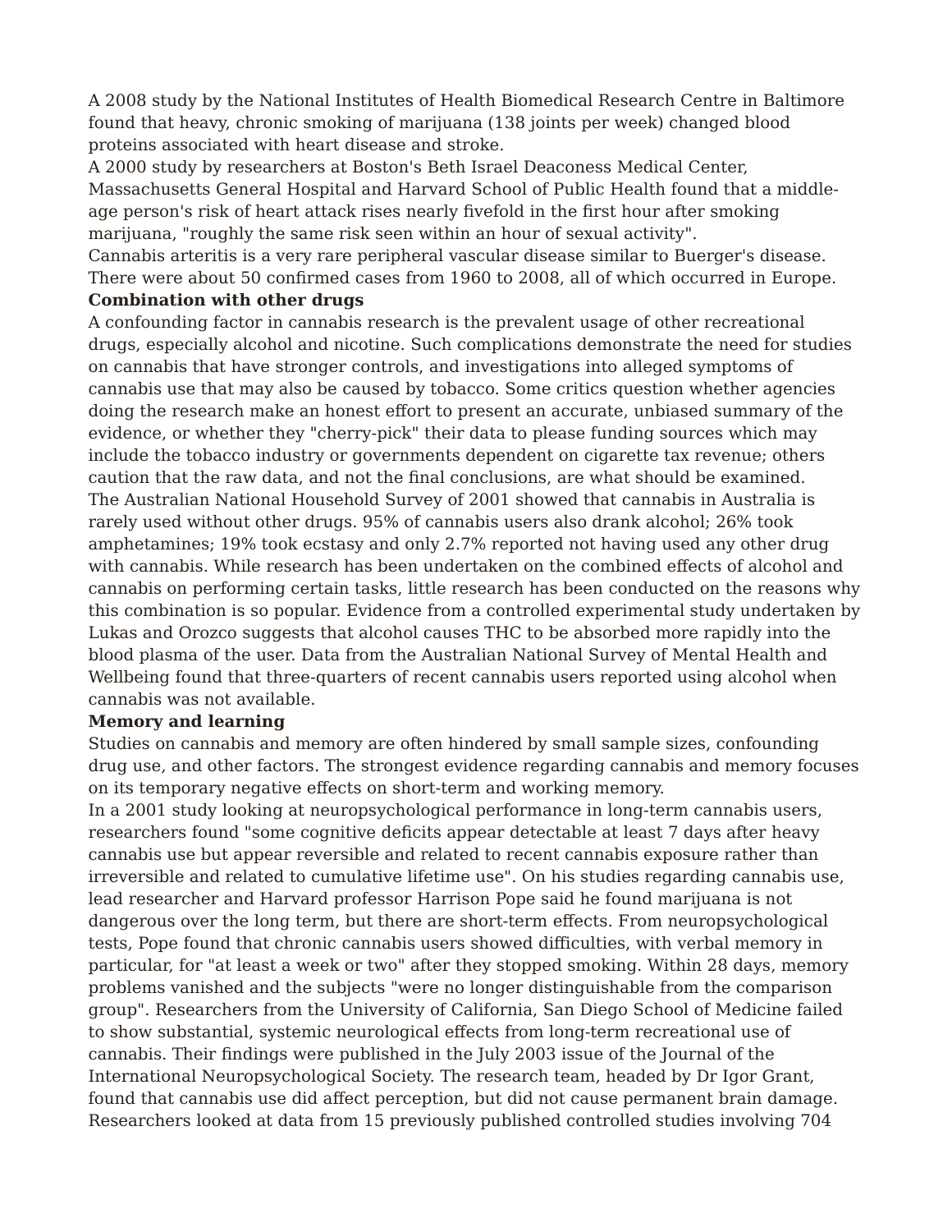A 2008 study by the National Institutes of Health Biomedical Research Centre in Baltimore found that heavy, chronic smoking of marijuana (138 joints per week) changed blood proteins associated with heart disease and stroke.

A 2000 study by researchers at Boston's Beth Israel Deaconess Medical Center, Massachusetts General Hospital and Harvard School of Public Health found that a middle-age person's risk of heart attack rises nearly fivefold in the first hour after smoking marijuana, "roughly the same risk seen within an hour of sexual activity".

Cannabis arteritis is a very rare peripheral vascular disease similar to Buerger's disease. There were about 50 confirmed cases from 1960 to 2008, all of which occurred in Europe.

**Combination with other drugs**

A confounding factor in cannabis research is the prevalent usage of other recreational drugs, especially alcohol and nicotine. Such complications demonstrate the need for studies on cannabis that have stronger controls, and investigations into alleged symptoms of cannabis use that may also be caused by tobacco. Some critics question whether agencies doing the research make an honest effort to present an accurate, unbiased summary of the evidence, or whether they "cherry-pick" their data to please funding sources which may include the tobacco industry or governments dependent on cigarette tax revenue; others caution that the raw data, and not the final conclusions, are what should be examined.

The Australian National Household Survey of 2001 showed that cannabis in Australia is rarely used without other drugs. 95% of cannabis users also drank alcohol; 26% took amphetamines; 19% took ecstasy and only 2.7% reported not having used any other drug with cannabis. While research has been undertaken on the combined effects of alcohol and cannabis on performing certain tasks, little research has been conducted on the reasons why this combination is so popular. Evidence from a controlled experimental study undertaken by Lukas and Orozco suggests that alcohol causes THC to be absorbed more rapidly into the blood plasma of the user. Data from the Australian National Survey of Mental Health and Wellbeing found that three-quarters of recent cannabis users reported using alcohol when cannabis was not available.

**Memory and learning**

Studies on cannabis and memory are often hindered by small sample sizes, confounding drug use, and other factors. The strongest evidence regarding cannabis and memory focuses on its temporary negative effects on short-term and working memory.

In a 2001 study looking at neuropsychological performance in long-term cannabis users, researchers found "some cognitive deficits appear detectable at least 7 days after heavy cannabis use but appear reversible and related to recent cannabis exposure rather than irreversible and related to cumulative lifetime use". On his studies regarding cannabis use, lead researcher and Harvard professor Harrison Pope said he found marijuana is not dangerous over the long term, but there are short-term effects. From neuropsychological tests, Pope found that chronic cannabis users showed difficulties, with verbal memory in particular, for "at least a week or two" after they stopped smoking. Within 28 days, memory problems vanished and the subjects "were no longer distinguishable from the comparison group". Researchers from the University of California, San Diego School of Medicine failed to show substantial, systemic neurological effects from long-term recreational use of cannabis. Their findings were published in the July 2003 issue of the Journal of the International Neuropsychological Society. The research team, headed by Dr Igor Grant, found that cannabis use did affect perception, but did not cause permanent brain damage. Researchers looked at data from 15 previously published controlled studies involving 704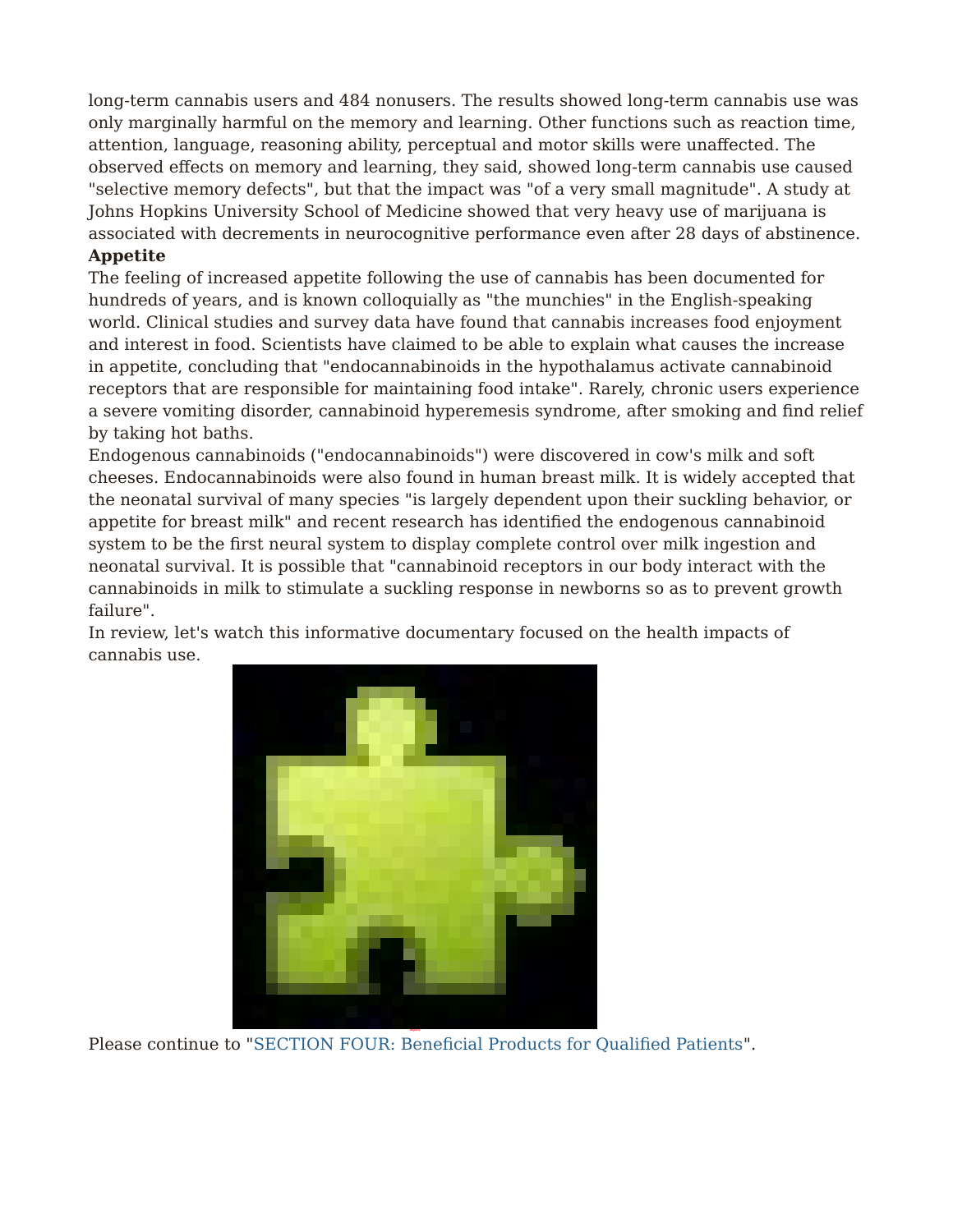long-term cannabis users and 484 nonusers. The results showed long-term cannabis use was only marginally harmful on the memory and learning. Other functions such as reaction time, attention, language, reasoning ability, perceptual and motor skills were unaffected. The observed effects on memory and learning, they said, showed long-term cannabis use caused "selective memory defects", but that the impact was "of a very small magnitude". A study at Johns Hopkins University School of Medicine showed that very heavy use of marijuana is associated with decrements in neurocognitive performance even after 28 days of abstinence.

**Appetite**

The feeling of increased appetite following the use of cannabis has been documented for hundreds of years, and is known colloquially as "the munchies" in the English-speaking world. Clinical studies and survey data have found that cannabis increases food enjoyment and interest in food. Scientists have claimed to be able to explain what causes the increase in appetite, concluding that "endocannabinoids in the hypothalamus activate cannabinoid receptors that are responsible for maintaining food intake". Rarely, chronic users experience a severe vomiting disorder, cannabinoid hyperemesis syndrome, after smoking and find relief by taking hot baths.

Endogenous cannabinoids ("endocannabinoids") were discovered in cow's milk and soft cheeses. Endocannabinoids were also found in human breast milk. It is widely accepted that the neonatal survival of many species "is largely dependent upon their suckling behavior, or appetite for breast milk" and recent research has identified the endogenous cannabinoid system to be the first neural system to display complete control over milk ingestion and neonatal survival. It is possible that "cannabinoid receptors in our body interact with the cannabinoids in milk to stimulate a suckling response in newborns so as to prevent growth failure".

In review, let's watch this informative documentary focused on the health impacts of cannabis use.

Please continue to "SECTION FOUR: Beneficial Products for Qualified Patients".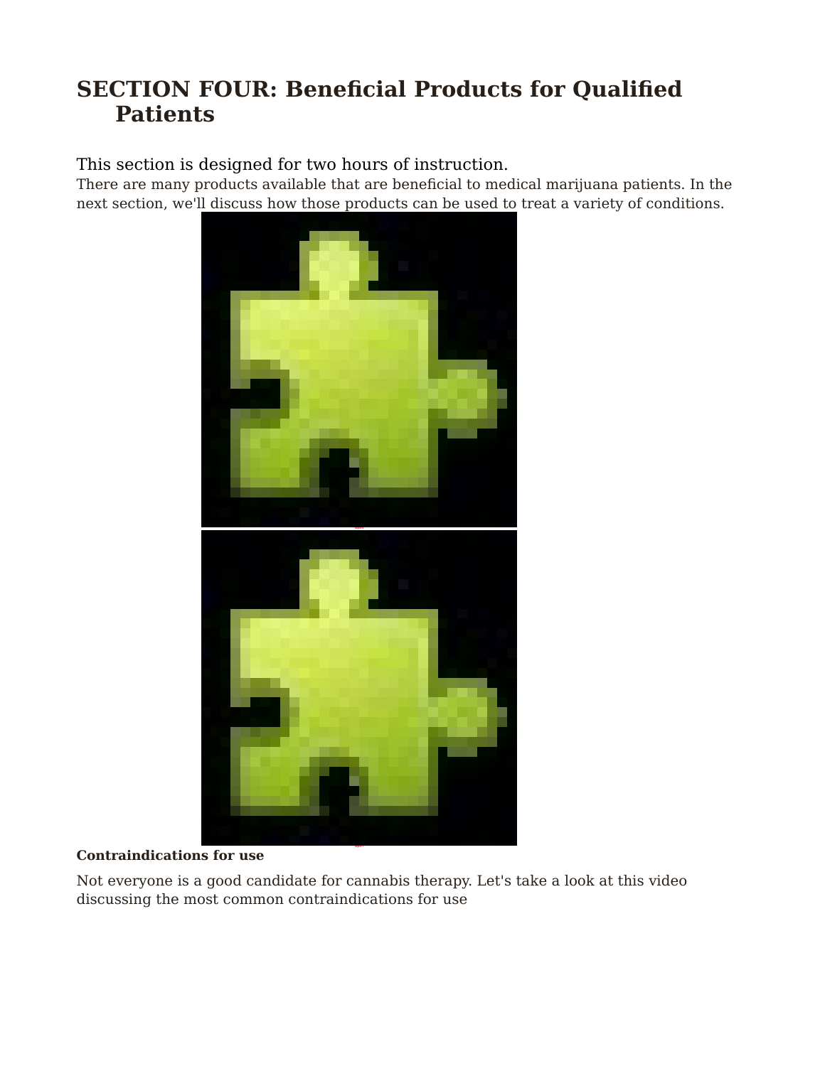# SECTION FOUR: Beneficial Products for Qualified Patients

This section is designed for two hours of instruction.

There are many products available that are beneficial to medical marijuana patients. In the next section, we'll discuss how those products can be used to treat a variety of conditions.

**Contraindications for use**

Not everyone is a good candidate for cannabis therapy. Let's take a look at this video discussing the most common contraindications for use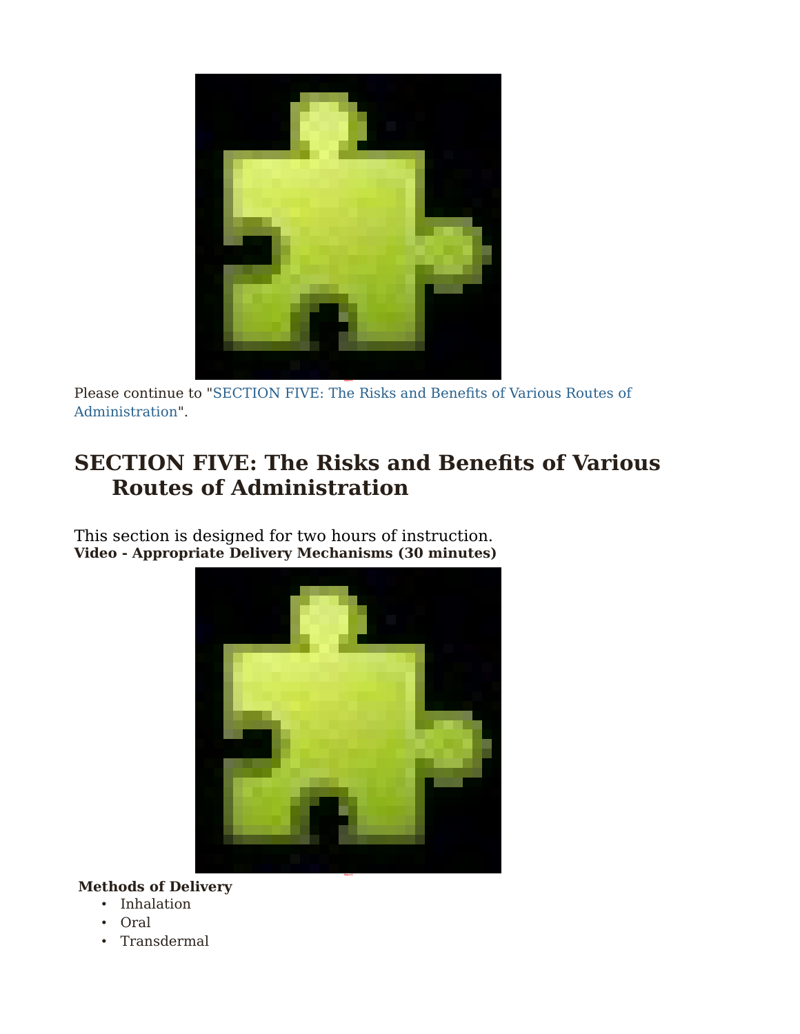Please continue to "SECTION FIVE: The Risks and Benefits of Various Routes of Administration".

## SECTION FIVE: The Risks and Benefits of Various Routes of Administration

This section is designed for two hours of instruction.

**Video - Appropriate Delivery Mechanisms (30 minutes)**

**Methods of Delivery**

- Inhalation
- Oral
- Transdermal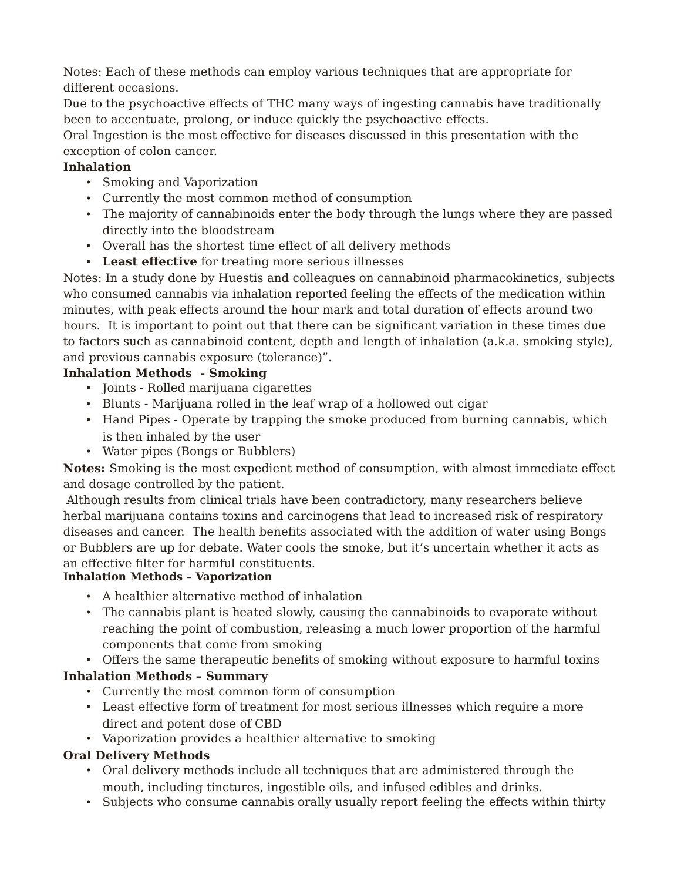Notes: Each of these methods can employ various techniques that are appropriate for different occasions.

Due to the psychoactive effects of THC many ways of ingesting cannabis have traditionally been to accentuate, prolong, or induce quickly the psychoactive effects.

Oral Ingestion is the most effective for diseases discussed in this presentation with the exception of colon cancer.

**Inhalation**

- Smoking and Vaporization
- Currently the most common method of consumption
- The majority of cannabinoids enter the body through the lungs where they are passed directly into the bloodstream
- Overall has the shortest time effect of all delivery methods
- **Least effective** for treating more serious illnesses

Notes: In a study done by Huestis and colleagues on cannabinoid pharmacokinetics, subjects who consumed cannabis via inhalation reported feeling the effects of the medication within minutes, with peak effects around the hour mark and total duration of effects around two hours. It is important to point out that there can be significant variation in these times due to factors such as cannabinoid content, depth and length of inhalation (a.k.a. smoking style), and previous cannabis exposure (tolerance)".

**Inhalation Methods - Smoking**

- Joints - Rolled marijuana cigarettes
- Blunts - Marijuana rolled in the leaf wrap of a hollowed out cigar
- Hand Pipes - Operate by trapping the smoke produced from burning cannabis, which is then inhaled by the user
- Water pipes (Bongs or Bubblers)

**Notes:** Smoking is the most expedient method of consumption, with almost immediate effect and dosage controlled by the patient.

Although results from clinical trials have been contradictory, many researchers believe herbal marijuana contains toxins and carcinogens that lead to increased risk of respiratory diseases and cancer. The health benefits associated with the addition of water using Bongs or Bubblers are up for debate. Water cools the smoke, but it's uncertain whether it acts as an effective filter for harmful constituents.

**Inhalation Methods – Vaporization**

- A healthier alternative method of inhalation
- The cannabis plant is heated slowly, causing the cannabinoids to evaporate without reaching the point of combustion, releasing a much lower proportion of the harmful components that come from smoking
- Offers the same therapeutic benefits of smoking without exposure to harmful toxins

**Inhalation Methods – Summary**

- Currently the most common form of consumption
- Least effective form of treatment for most serious illnesses which require a more direct and potent dose of CBD
- Vaporization provides a healthier alternative to smoking

**Oral Delivery Methods**

- Oral delivery methods include all techniques that are administered through the mouth, including tinctures, ingestible oils, and infused edibles and drinks.
- Subjects who consume cannabis orally usually report feeling the effects within thirty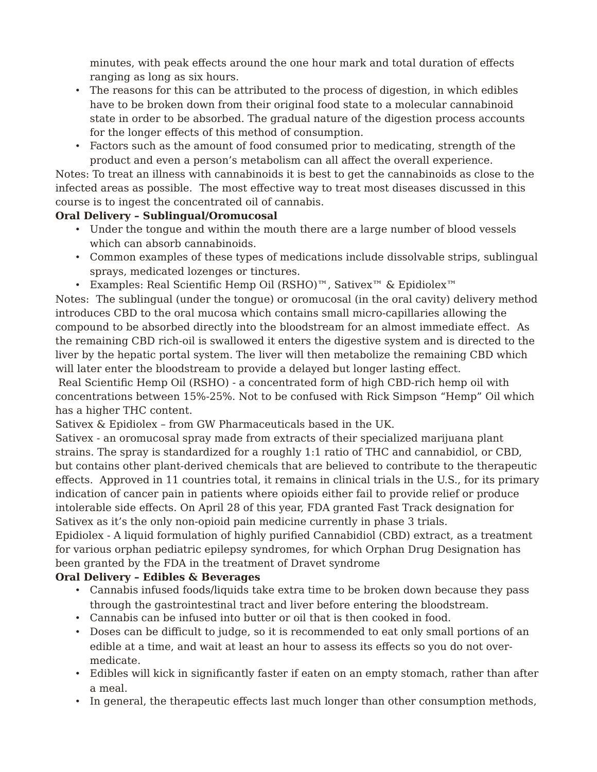minutes, with peak effects around the one hour mark and total duration of effects ranging as long as six hours.

- The reasons for this can be attributed to the process of digestion, in which edibles have to be broken down from their original food state to a molecular cannabinoid state in order to be absorbed. The gradual nature of the digestion process accounts for the longer effects of this method of consumption.
- Factors such as the amount of food consumed prior to medicating, strength of the product and even a person's metabolism can all affect the overall experience.

Notes: To treat an illness with cannabinoids it is best to get the cannabinoids as close to the infected areas as possible. The most effective way to treat most diseases discussed in this course is to ingest the concentrated oil of cannabis.

**Oral Delivery – Sublingual/Oromucosal**

- Under the tongue and within the mouth there are a large number of blood vessels which can absorb cannabinoids.
- Common examples of these types of medications include dissolvable strips, sublingual sprays, medicated lozenges or tinctures.
- Examples: Real Scientific Hemp Oil (RSHO)™, Sativex™ & Epidiolex™

Notes: The sublingual (under the tongue) or oromucosal (in the oral cavity) delivery method introduces CBD to the oral mucosa which contains small micro-capillaries allowing the compound to be absorbed directly into the bloodstream for an almost immediate effect. As the remaining CBD rich-oil is swallowed it enters the digestive system and is directed to the liver by the hepatic portal system. The liver will then metabolize the remaining CBD which will later enter the bloodstream to provide a delayed but longer lasting effect.

Real Scientific Hemp Oil (RSHO) - a concentrated form of high CBD-rich hemp oil with concentrations between 15%-25%. Not to be confused with Rick Simpson "Hemp" Oil which has a higher THC content.

Sativex & Epidiolex – from GW Pharmaceuticals based in the UK.

Sativex - an oromucosal spray made from extracts of their specialized marijuana plant strains. The spray is standardized for a roughly 1:1 ratio of THC and cannabidiol, or CBD, but contains other plant-derived chemicals that are believed to contribute to the therapeutic effects. Approved in 11 countries total, it remains in clinical trials in the U.S., for its primary indication of cancer pain in patients where opioids either fail to provide relief or produce intolerable side effects. On April 28 of this year, FDA granted Fast Track designation for Sativex as it's the only non-opioid pain medicine currently in phase 3 trials.

Epidiolex - A liquid formulation of highly purified Cannabidiol (CBD) extract, as a treatment for various orphan pediatric epilepsy syndromes, for which Orphan Drug Designation has been granted by the FDA in the treatment of Dravet syndrome

**Oral Delivery – Edibles & Beverages**

- Cannabis infused foods/liquids take extra time to be broken down because they pass through the gastrointestinal tract and liver before entering the bloodstream.
- Cannabis can be infused into butter or oil that is then cooked in food.
- Doses can be difficult to judge, so it is recommended to eat only small portions of an edible at a time, and wait at least an hour to assess its effects so you do not over-medicate.
- Edibles will kick in significantly faster if eaten on an empty stomach, rather than after a meal.
- In general, the therapeutic effects last much longer than other consumption methods,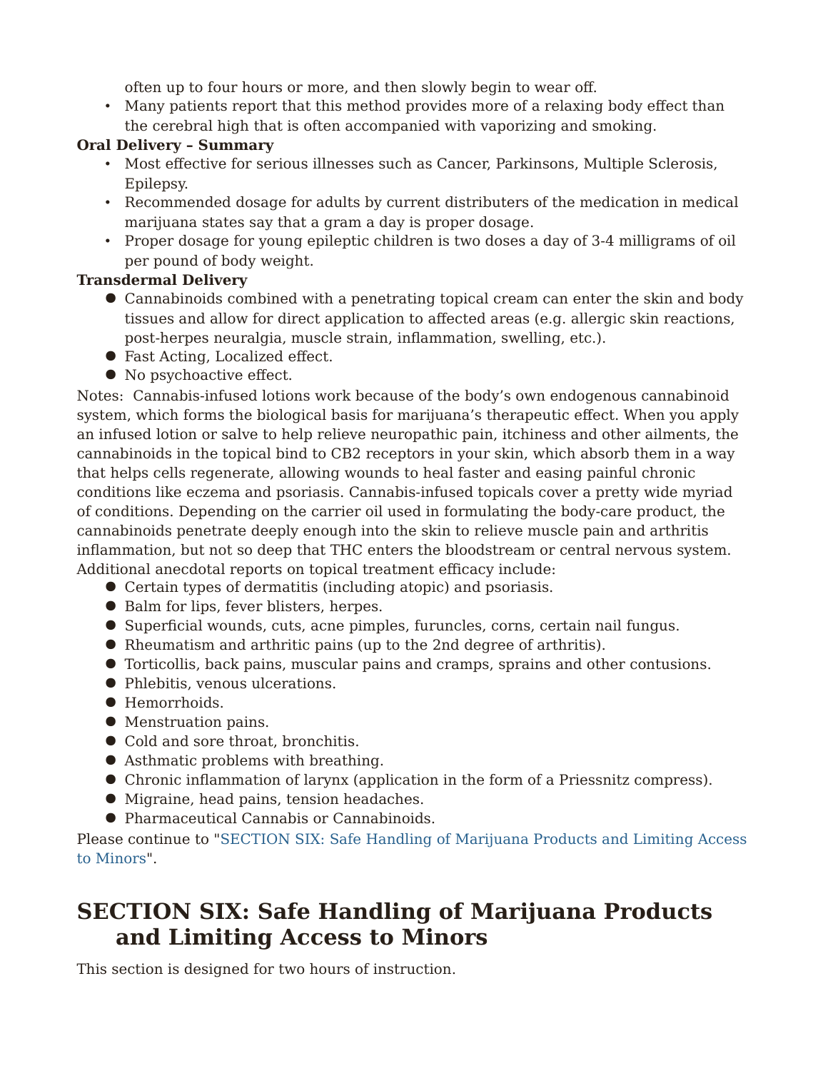often up to four hours or more, and then slowly begin to wear off.

- Many patients report that this method provides more of a relaxing body effect than the cerebral high that is often accompanied with vaporizing and smoking.

**Oral Delivery – Summary**

- Most effective for serious illnesses such as Cancer, Parkinsons, Multiple Sclerosis, Epilepsy.
- Recommended dosage for adults by current distributers of the medication in medical marijuana states say that a gram a day is proper dosage.
- Proper dosage for young epileptic children is two doses a day of 3-4 milligrams of oil per pound of body weight.

**Transdermal Delivery**

- Cannabinoids combined with a penetrating topical cream can enter the skin and body tissues and allow for direct application to affected areas (e.g. allergic skin reactions, post-herpes neuralgia, muscle strain, inflammation, swelling, etc.).
- Fast Acting, Localized effect.
- No psychoactive effect.

Notes: Cannabis-infused lotions work because of the body's own endogenous cannabinoid system, which forms the biological basis for marijuana's therapeutic effect. When you apply an infused lotion or salve to help relieve neuropathic pain, itchiness and other ailments, the cannabinoids in the topical bind to CB2 receptors in your skin, which absorb them in a way that helps cells regenerate, allowing wounds to heal faster and easing painful chronic conditions like eczema and psoriasis. Cannabis-infused topicals cover a pretty wide myriad of conditions. Depending on the carrier oil used in formulating the body-care product, the cannabinoids penetrate deeply enough into the skin to relieve muscle pain and arthritis inflammation, but not so deep that THC enters the bloodstream or central nervous system. Additional anecdotal reports on topical treatment efficacy include:

- Certain types of dermatitis (including atopic) and psoriasis.
- Balm for lips, fever blisters, herpes.
- Superficial wounds, cuts, acne pimples, furuncles, corns, certain nail fungus.
- Rheumatism and arthritic pains (up to the 2nd degree of arthritis).
- Torticollis, back pains, muscular pains and cramps, sprains and other contusions.
- Phlebitis, venous ulcerations.
- Hemorrhoids.
- Menstruation pains.
- Cold and sore throat, bronchitis.
- Asthmatic problems with breathing.
- Chronic inflammation of larynx (application in the form of a Priessnitz compress).
- Migraine, head pains, tension headaches.
- Pharmaceutical Cannabis or Cannabinoids.

Please continue to "SECTION SIX: Safe Handling of Marijuana Products and Limiting Access to Minors".

## SECTION SIX: Safe Handling of Marijuana Products and Limiting Access to Minors

This section is designed for two hours of instruction.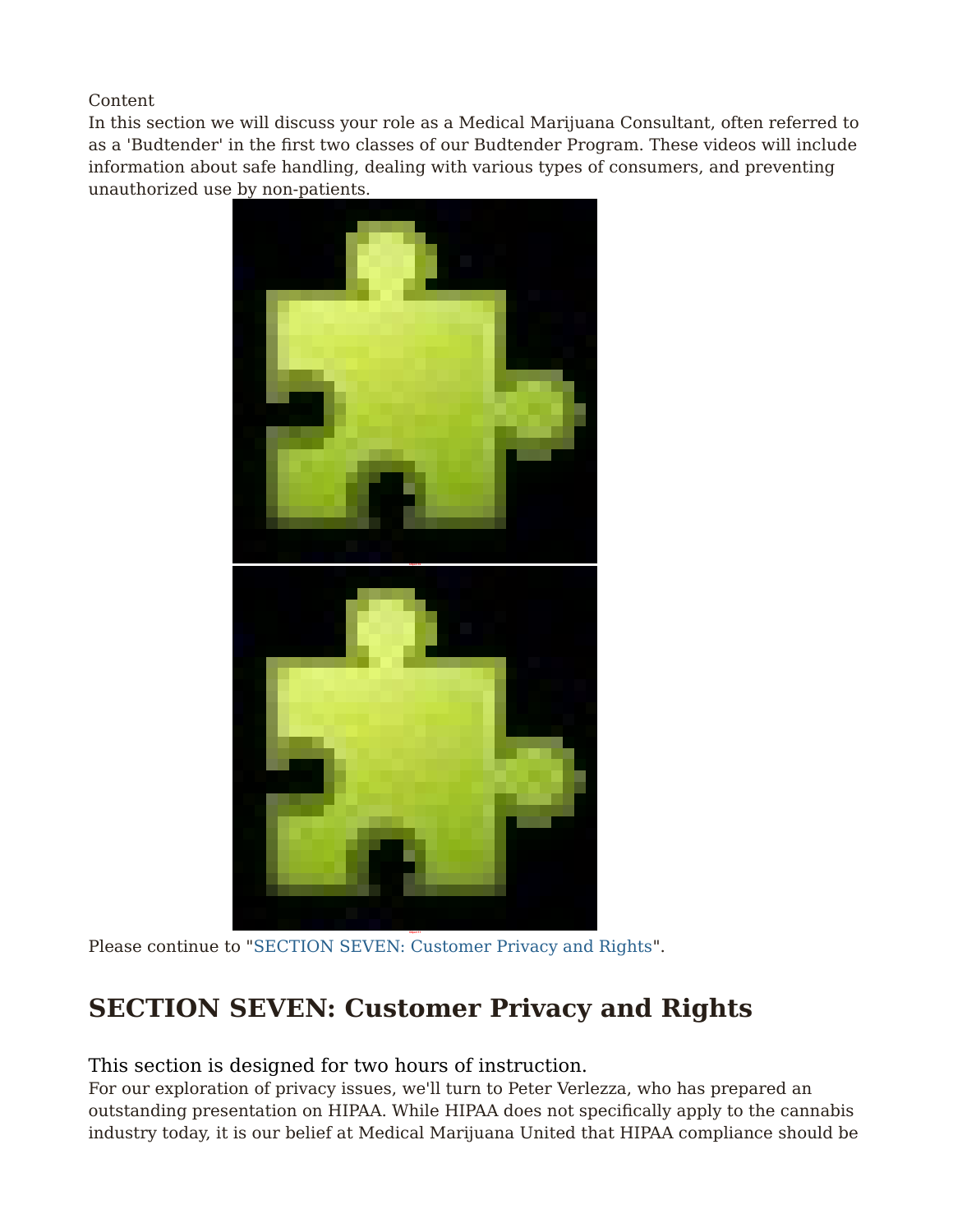Content

In this section we will discuss your role as a Medical Marijuana Consultant, often referred to as a 'Budtender' in the first two classes of our Budtender Program. These videos will include information about safe handling, dealing with various types of consumers, and preventing unauthorized use by non-patients.

Please continue to "SECTION SEVEN: Customer Privacy and Rights".

## SECTION SEVEN: Customer Privacy and Rights

### This section is designed for two hours of instruction.

For our exploration of privacy issues, we'll turn to Peter Verlezza, who has prepared an outstanding presentation on HIPAA. While HIPAA does not specifically apply to the cannabis industry today, it is our belief at Medical Marijuana United that HIPAA compliance should be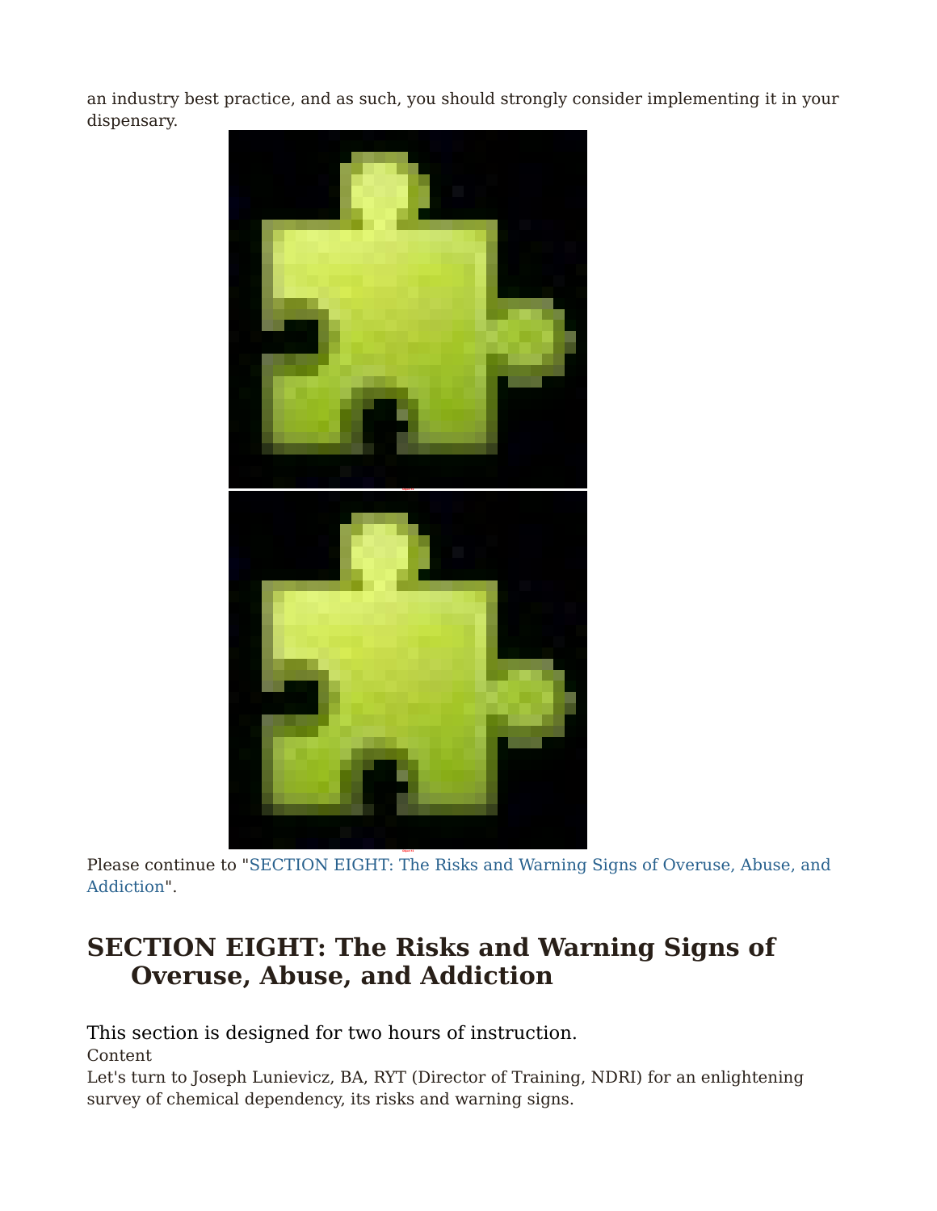an industry best practice, and as such, you should strongly consider implementing it in your dispensary.

Please continue to "SECTION EIGHT: The Risks and Warning Signs of Overuse, Abuse, and Addiction".

## SECTION EIGHT: The Risks and Warning Signs of Overuse, Abuse, and Addiction

This section is designed for two hours of instruction.

Content

Let's turn to Joseph Lunievicz, BA, RYT (Director of Training, NDRI) for an enlightening survey of chemical dependency, its risks and warning signs.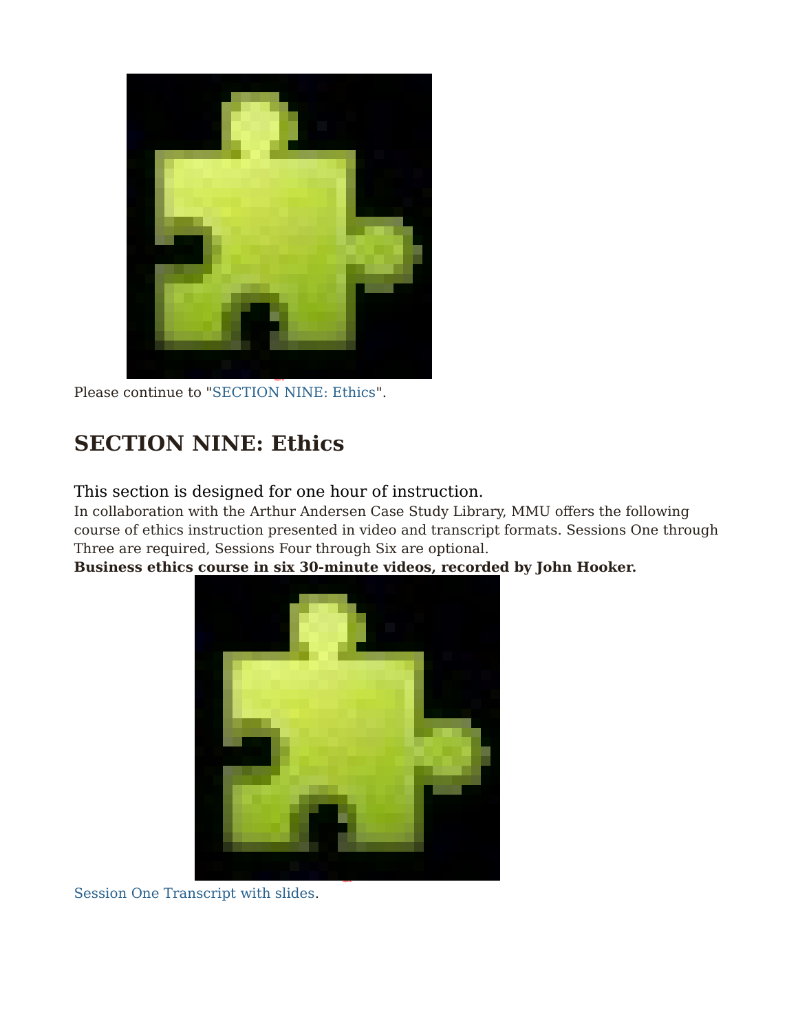Please continue to "SECTION NINE: Ethics".

## SECTION NINE: Ethics

This section is designed for one hour of instruction.

In collaboration with the Arthur Andersen Case Study Library, MMU offers the following course of ethics instruction presented in video and transcript formats. Sessions One through Three are required, Sessions Four through Six are optional.

**Business ethics course in six 30-minute videos, recorded by John Hooker.**

Session One Transcript with slides.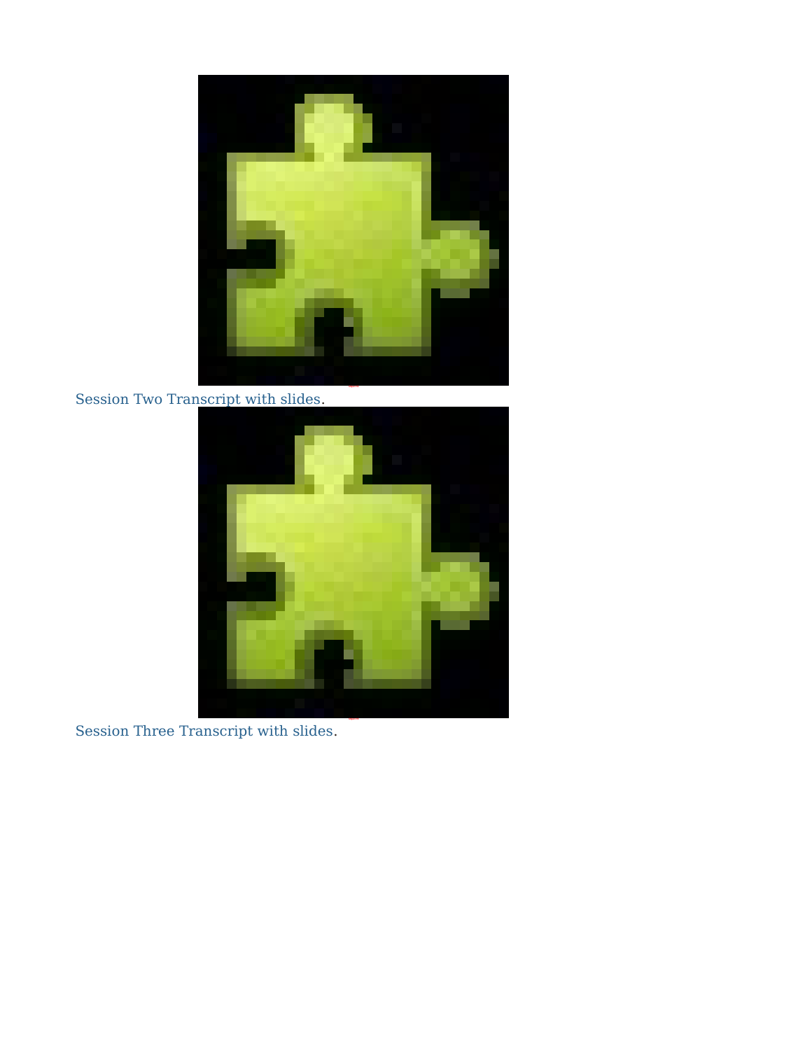Session Two Transcript with slides.

Session Three Transcript with slides.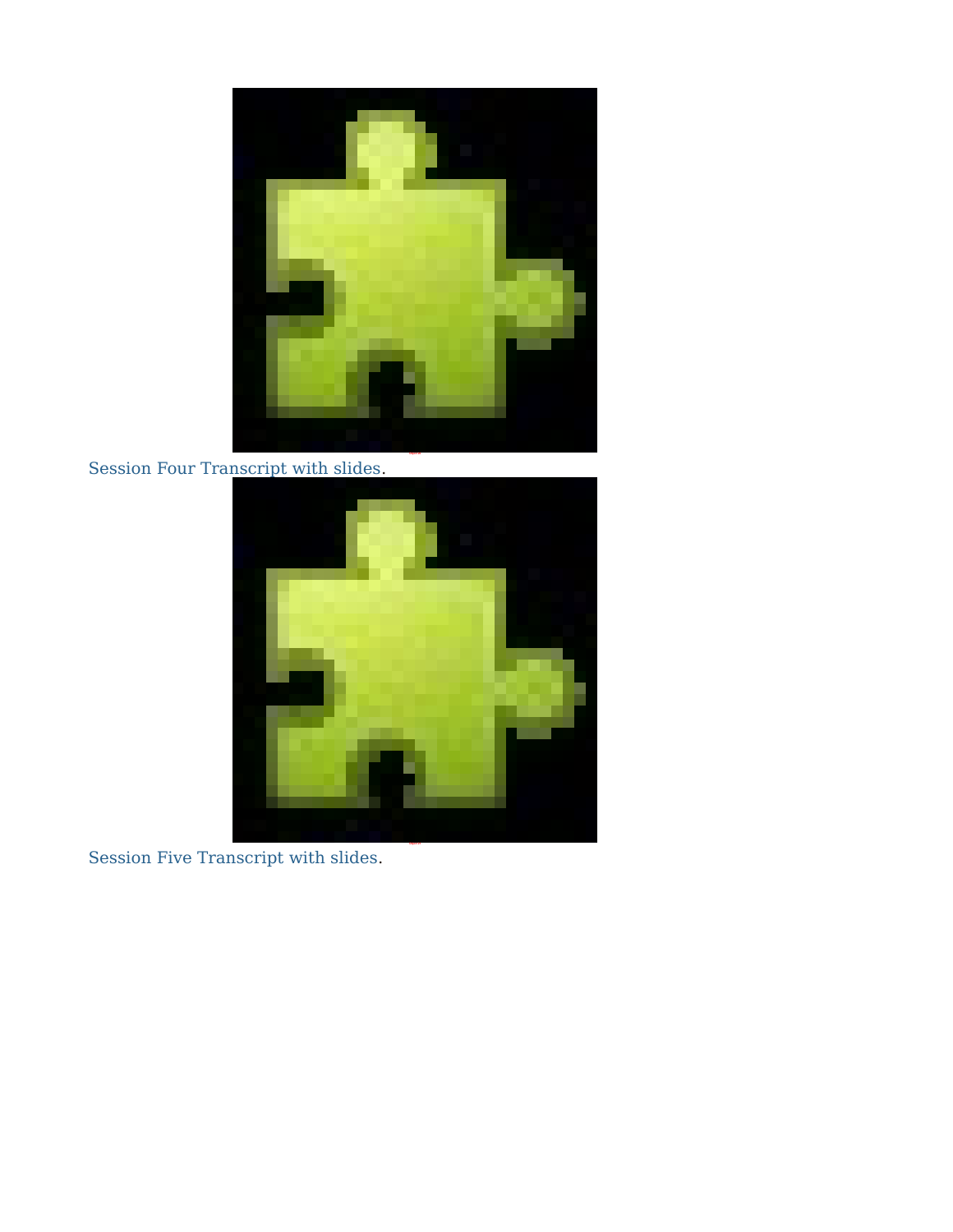Session Four Transcript with slides.

Session Five Transcript with slides.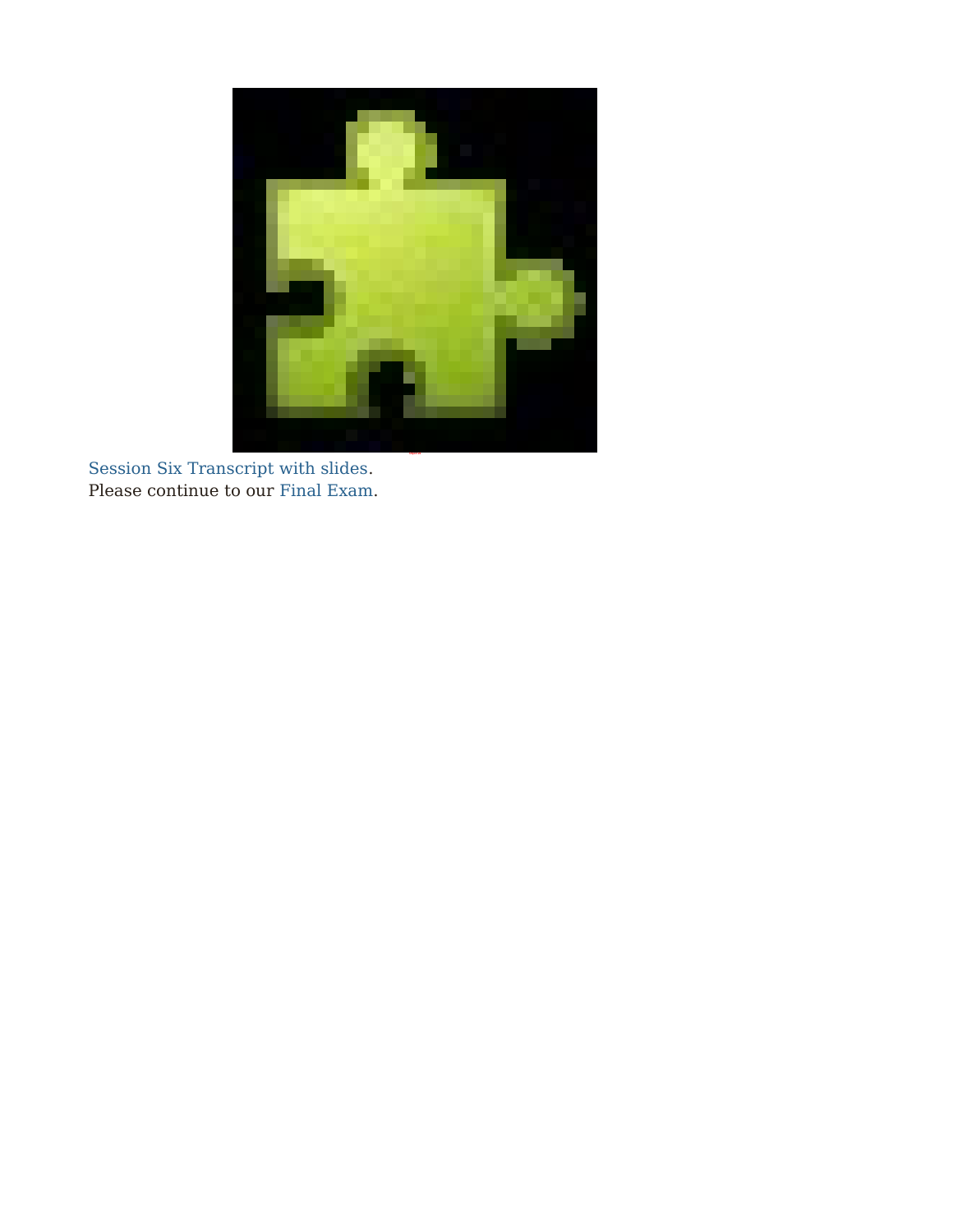Session Six Transcript with slides.

Please continue to our Final Exam.